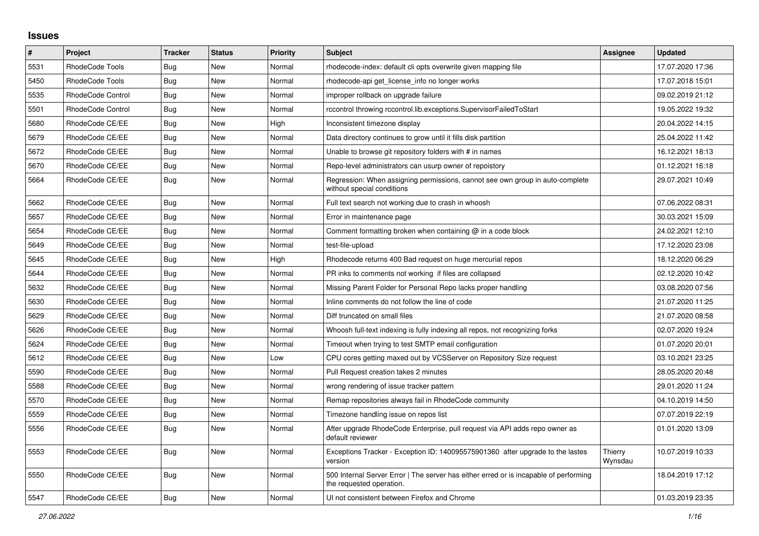## Issues

| # | Project | Tracker | Status | Priority | Subject | Assignee | Updated |
|---|---|---|---|---|---|---|---|
| 5531 | RhodeCode Tools | Bug | New | Normal | rhodecode-index: default cli opts overwrite given mapping file | | 17.07.2020 17:36 |
| 5450 | RhodeCode Tools | Bug | New | Normal | rhodecode-api get_license_info no longer works | | 17.07.2018 15:01 |
| 5535 | RhodeCode Control | Bug | New | Normal | improper rollback on upgrade failure | | 09.02.2019 21:12 |
| 5501 | RhodeCode Control | Bug | New | Normal | rccontrol throwing rccontrol.lib.exceptions.SupervisorFailedToStart | | 19.05.2022 19:32 |
| 5680 | RhodeCode CE/EE | Bug | New | High | Inconsistent timezone display | | 20.04.2022 14:15 |
| 5679 | RhodeCode CE/EE | Bug | New | Normal | Data directory continues to grow until it fills disk partition | | 25.04.2022 11:42 |
| 5672 | RhodeCode CE/EE | Bug | New | Normal | Unable to browse git repository folders with # in names | | 16.12.2021 18:13 |
| 5670 | RhodeCode CE/EE | Bug | New | Normal | Repo-level administrators can usurp owner of repoistory | | 01.12.2021 16:18 |
| 5664 | RhodeCode CE/EE | Bug | New | Normal | Regression: When assigning permissions, cannot see own group in auto-complete without special conditions | | 29.07.2021 10:49 |
| 5662 | RhodeCode CE/EE | Bug | New | Normal | Full text search not working due to crash in whoosh | | 07.06.2022 08:31 |
| 5657 | RhodeCode CE/EE | Bug | New | Normal | Error in maintenance page | | 30.03.2021 15:09 |
| 5654 | RhodeCode CE/EE | Bug | New | Normal | Comment formatting broken when containing @ in a code block | | 24.02.2021 12:10 |
| 5649 | RhodeCode CE/EE | Bug | New | Normal | test-file-upload | | 17.12.2020 23:08 |
| 5645 | RhodeCode CE/EE | Bug | New | High | Rhodecode returns 400 Bad request on huge mercurial repos | | 18.12.2020 06:29 |
| 5644 | RhodeCode CE/EE | Bug | New | Normal | PR inks to comments not working if files are collapsed | | 02.12.2020 10:42 |
| 5632 | RhodeCode CE/EE | Bug | New | Normal | Missing Parent Folder for Personal Repo lacks proper handling | | 03.08.2020 07:56 |
| 5630 | RhodeCode CE/EE | Bug | New | Normal | Inline comments do not follow the line of code | | 21.07.2020 11:25 |
| 5629 | RhodeCode CE/EE | Bug | New | Normal | Diff truncated on small files | | 21.07.2020 08:58 |
| 5626 | RhodeCode CE/EE | Bug | New | Normal | Whoosh full-text indexing is fully indexing all repos, not recognizing forks | | 02.07.2020 19:24 |
| 5624 | RhodeCode CE/EE | Bug | New | Normal | Timeout when trying to test SMTP email configuration | | 01.07.2020 20:01 |
| 5612 | RhodeCode CE/EE | Bug | New | Low | CPU cores getting maxed out by VCSServer on Repository Size request | | 03.10.2021 23:25 |
| 5590 | RhodeCode CE/EE | Bug | New | Normal | Pull Request creation takes 2 minutes | | 28.05.2020 20:48 |
| 5588 | RhodeCode CE/EE | Bug | New | Normal | wrong rendering of issue tracker pattern | | 29.01.2020 11:24 |
| 5570 | RhodeCode CE/EE | Bug | New | Normal | Remap repositories always fail in RhodeCode community | | 04.10.2019 14:50 |
| 5559 | RhodeCode CE/EE | Bug | New | Normal | Timezone handling issue on repos list | | 07.07.2019 22:19 |
| 5556 | RhodeCode CE/EE | Bug | New | Normal | After upgrade RhodeCode Enterprise, pull request via API adds repo owner as default reviewer | | 01.01.2020 13:09 |
| 5553 | RhodeCode CE/EE | Bug | New | Normal | Exceptions Tracker - Exception ID: 140095575901360 after upgrade to the lastes version | Thierry Wynsdau | 10.07.2019 10:33 |
| 5550 | RhodeCode CE/EE | Bug | New | Normal | 500 Internal Server Error \| The server has either erred or is incapable of performing the requested operation. | | 18.04.2019 17:12 |
| 5547 | RhodeCode CE/EE | Bug | New | Normal | UI not consistent between Firefox and Chrome | | 01.03.2019 23:35 |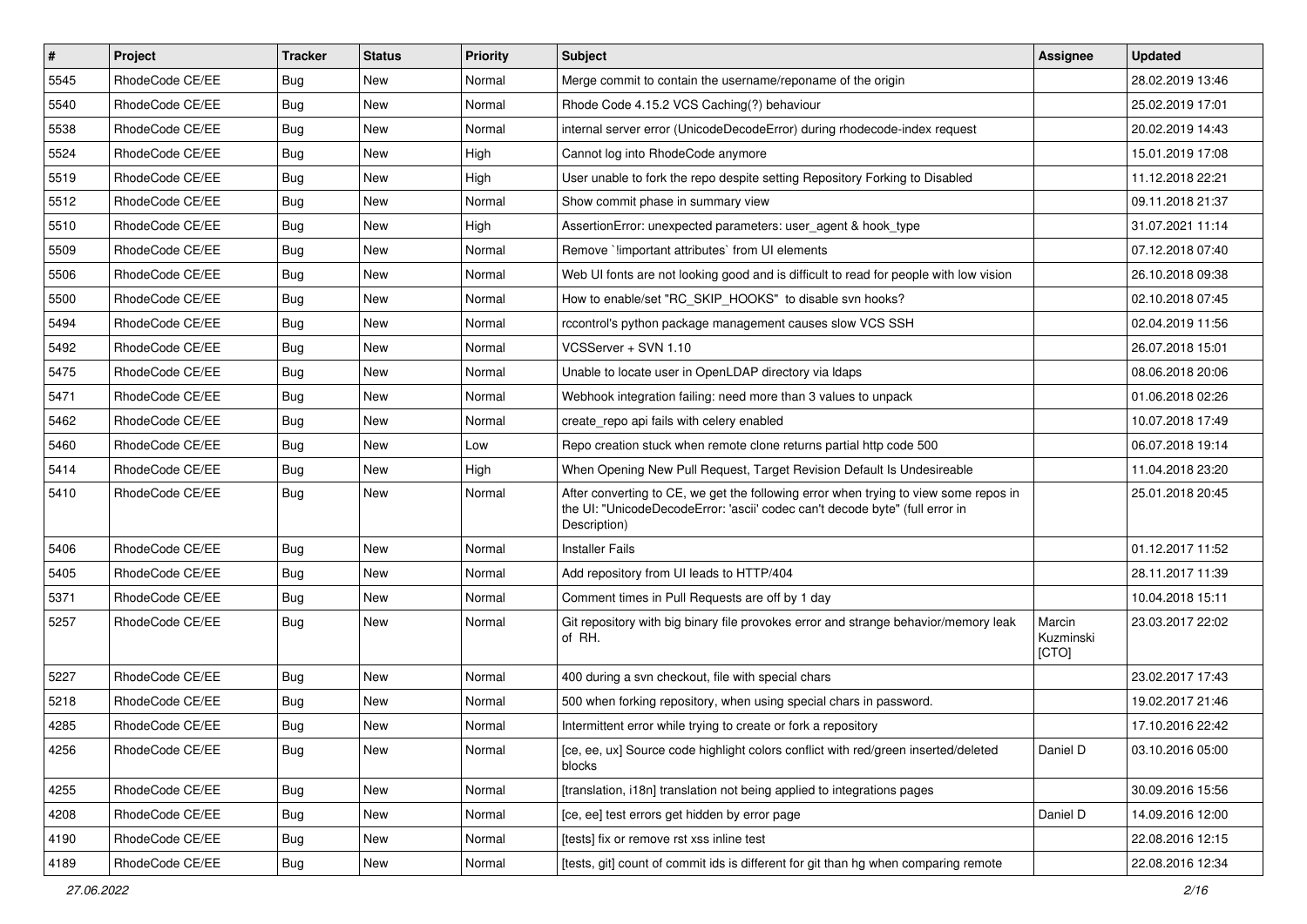| # | Project | Tracker | Status | Priority | Subject | Assignee | Updated |
|---|---|---|---|---|---|---|---|
| 5545 | RhodeCode CE/EE | Bug | New | Normal | Merge commit to contain the username/reponame of the origin | | 28.02.2019 13:46 |
| 5540 | RhodeCode CE/EE | Bug | New | Normal | Rhode Code 4.15.2 VCS Caching(?) behaviour | | 25.02.2019 17:01 |
| 5538 | RhodeCode CE/EE | Bug | New | Normal | internal server error (UnicodeDecodeError) during rhodecode-index request | | 20.02.2019 14:43 |
| 5524 | RhodeCode CE/EE | Bug | New | High | Cannot log into RhodeCode anymore | | 15.01.2019 17:08 |
| 5519 | RhodeCode CE/EE | Bug | New | High | User unable to fork the repo despite setting Repository Forking to Disabled | | 11.12.2018 22:21 |
| 5512 | RhodeCode CE/EE | Bug | New | Normal | Show commit phase in summary view | | 09.11.2018 21:37 |
| 5510 | RhodeCode CE/EE | Bug | New | High | AssertionError: unexpected parameters: user_agent & hook_type | | 31.07.2021 11:14 |
| 5509 | RhodeCode CE/EE | Bug | New | Normal | Remove `!important attributes` from UI elements | | 07.12.2018 07:40 |
| 5506 | RhodeCode CE/EE | Bug | New | Normal | Web UI fonts are not looking good and is difficult to read for people with low vision | | 26.10.2018 09:38 |
| 5500 | RhodeCode CE/EE | Bug | New | Normal | How to enable/set "RC_SKIP_HOOKS" to disable svn hooks? | | 02.10.2018 07:45 |
| 5494 | RhodeCode CE/EE | Bug | New | Normal | rccontrol's python package management causes slow VCS SSH | | 02.04.2019 11:56 |
| 5492 | RhodeCode CE/EE | Bug | New | Normal | VCSServer + SVN 1.10 | | 26.07.2018 15:01 |
| 5475 | RhodeCode CE/EE | Bug | New | Normal | Unable to locate user in OpenLDAP directory via ldaps | | 08.06.2018 20:06 |
| 5471 | RhodeCode CE/EE | Bug | New | Normal | Webhook integration failing: need more than 3 values to unpack | | 01.06.2018 02:26 |
| 5462 | RhodeCode CE/EE | Bug | New | Normal | create_repo api fails with celery enabled | | 10.07.2018 17:49 |
| 5460 | RhodeCode CE/EE | Bug | New | Low | Repo creation stuck when remote clone returns partial http code 500 | | 06.07.2018 19:14 |
| 5414 | RhodeCode CE/EE | Bug | New | High | When Opening New Pull Request, Target Revision Default Is Undesireable | | 11.04.2018 23:20 |
| 5410 | RhodeCode CE/EE | Bug | New | Normal | After converting to CE, we get the following error when trying to view some repos in the UI: "UnicodeDecodeError: 'ascii' codec can't decode byte" (full error in Description) | | 25.01.2018 20:45 |
| 5406 | RhodeCode CE/EE | Bug | New | Normal | Installer Fails | | 01.12.2017 11:52 |
| 5405 | RhodeCode CE/EE | Bug | New | Normal | Add repository from UI leads to HTTP/404 | | 28.11.2017 11:39 |
| 5371 | RhodeCode CE/EE | Bug | New | Normal | Comment times in Pull Requests are off by 1 day | | 10.04.2018 15:11 |
| 5257 | RhodeCode CE/EE | Bug | New | Normal | Git repository with big binary file provokes error and strange behavior/memory leak of RH. | Marcin Kuzminski [CTO] | 23.03.2017 22:02 |
| 5227 | RhodeCode CE/EE | Bug | New | Normal | 400 during a svn checkout, file with special chars | | 23.02.2017 17:43 |
| 5218 | RhodeCode CE/EE | Bug | New | Normal | 500 when forking repository, when using special chars in password. | | 19.02.2017 21:46 |
| 4285 | RhodeCode CE/EE | Bug | New | Normal | Intermittent error while trying to create or fork a repository | | 17.10.2016 22:42 |
| 4256 | RhodeCode CE/EE | Bug | New | Normal | [ce, ee, ux] Source code highlight colors conflict with red/green inserted/deleted blocks | Daniel D | 03.10.2016 05:00 |
| 4255 | RhodeCode CE/EE | Bug | New | Normal | [translation, i18n] translation not being applied to integrations pages | | 30.09.2016 15:56 |
| 4208 | RhodeCode CE/EE | Bug | New | Normal | [ce, ee] test errors get hidden by error page | Daniel D | 14.09.2016 12:00 |
| 4190 | RhodeCode CE/EE | Bug | New | Normal | [tests] fix or remove rst xss inline test | | 22.08.2016 12:15 |
| 4189 | RhodeCode CE/EE | Bug | New | Normal | [tests, git] count of commit ids is different for git than hg when comparing remote | | 22.08.2016 12:34 |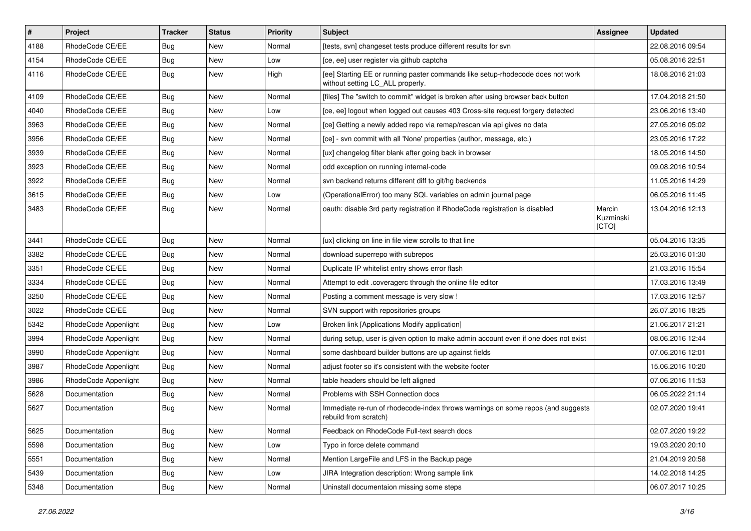| # | Project | Tracker | Status | Priority | Subject | Assignee | Updated |
|---|---|---|---|---|---|---|---|
| 4188 | RhodeCode CE/EE | Bug | New | Normal | [tests, svn] changeset tests produce different results for svn | | 22.08.2016 09:54 |
| 4154 | RhodeCode CE/EE | Bug | New | Low | [ce, ee] user register via github captcha | | 05.08.2016 22:51 |
| 4116 | RhodeCode CE/EE | Bug | New | High | [ee] Starting EE or running paster commands like setup-rhodecode does not work without setting LC_ALL properly. | | 18.08.2016 21:03 |
| 4109 | RhodeCode CE/EE | Bug | New | Normal | [files] The "switch to commit" widget is broken after using browser back button | | 17.04.2018 21:50 |
| 4040 | RhodeCode CE/EE | Bug | New | Low | [ce, ee] logout when logged out causes 403 Cross-site request forgery detected | | 23.06.2016 13:40 |
| 3963 | RhodeCode CE/EE | Bug | New | Normal | [ce] Getting a newly added repo via remap/rescan via api gives no data | | 27.05.2016 05:02 |
| 3956 | RhodeCode CE/EE | Bug | New | Normal | [ce] - svn commit with all 'None' properties (author, message, etc.) | | 23.05.2016 17:22 |
| 3939 | RhodeCode CE/EE | Bug | New | Normal | [ux] changelog filter blank after going back in browser | | 18.05.2016 14:50 |
| 3923 | RhodeCode CE/EE | Bug | New | Normal | odd exception on running internal-code | | 09.08.2016 10:54 |
| 3922 | RhodeCode CE/EE | Bug | New | Normal | svn backend returns different diff to git/hg backends | | 11.05.2016 14:29 |
| 3615 | RhodeCode CE/EE | Bug | New | Low | (OperationalError) too many SQL variables on admin journal page | | 06.05.2016 11:45 |
| 3483 | RhodeCode CE/EE | Bug | New | Normal | oauth: disable 3rd party registration if RhodeCode registration is disabled | Marcin Kuzminski [CTO] | 13.04.2016 12:13 |
| 3441 | RhodeCode CE/EE | Bug | New | Normal | [ux] clicking on line in file view scrolls to that line | | 05.04.2016 13:35 |
| 3382 | RhodeCode CE/EE | Bug | New | Normal | download superrepo with subrepos | | 25.03.2016 01:30 |
| 3351 | RhodeCode CE/EE | Bug | New | Normal | Duplicate IP whitelist entry shows error flash | | 21.03.2016 15:54 |
| 3334 | RhodeCode CE/EE | Bug | New | Normal | Attempt to edit .coveragerc through the online file editor | | 17.03.2016 13:49 |
| 3250 | RhodeCode CE/EE | Bug | New | Normal | Posting a comment message is very slow ! | | 17.03.2016 12:57 |
| 3022 | RhodeCode CE/EE | Bug | New | Normal | SVN support with repositories groups | | 26.07.2016 18:25 |
| 5342 | RhodeCode Appenlight | Bug | New | Low | Broken link [Applications Modify application] | | 21.06.2017 21:21 |
| 3994 | RhodeCode Appenlight | Bug | New | Normal | during setup, user is given option to make admin account even if one does not exist | | 08.06.2016 12:44 |
| 3990 | RhodeCode Appenlight | Bug | New | Normal | some dashboard builder buttons are up against fields | | 07.06.2016 12:01 |
| 3987 | RhodeCode Appenlight | Bug | New | Normal | adjust footer so it's consistent with the website footer | | 15.06.2016 10:20 |
| 3986 | RhodeCode Appenlight | Bug | New | Normal | table headers should be left aligned | | 07.06.2016 11:53 |
| 5628 | Documentation | Bug | New | Normal | Problems with SSH Connection docs | | 06.05.2022 21:14 |
| 5627 | Documentation | Bug | New | Normal | Immediate re-run of rhodecode-index throws warnings on some repos (and suggests rebuild from scratch) | | 02.07.2020 19:41 |
| 5625 | Documentation | Bug | New | Normal | Feedback on RhodeCode Full-text search docs | | 02.07.2020 19:22 |
| 5598 | Documentation | Bug | New | Low | Typo in force delete command | | 19.03.2020 20:10 |
| 5551 | Documentation | Bug | New | Normal | Mention LargeFile and LFS in the Backup page | | 21.04.2019 20:58 |
| 5439 | Documentation | Bug | New | Low | JIRA Integration description: Wrong sample link | | 14.02.2018 14:25 |
| 5348 | Documentation | Bug | New | Normal | Uninstall documentaion missing some steps | | 06.07.2017 10:25 |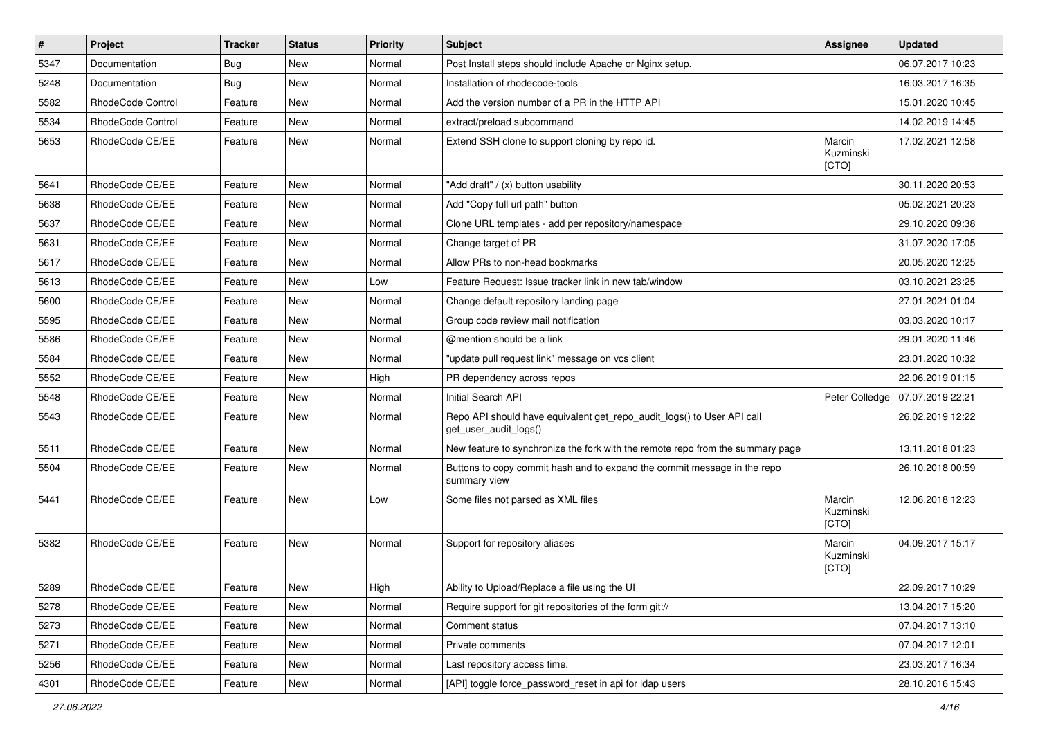| # | Project | Tracker | Status | Priority | Subject | Assignee | Updated |
| --- | --- | --- | --- | --- | --- | --- | --- |
| 5347 | Documentation | Bug | New | Normal | Post Install steps should include Apache or Nginx setup. | | 06.07.2017 10:23 |
| 5248 | Documentation | Bug | New | Normal | Installation of rhodecode-tools | | 16.03.2017 16:35 |
| 5582 | RhodeCode Control | Feature | New | Normal | Add the version number of a PR in the HTTP API | | 15.01.2020 10:45 |
| 5534 | RhodeCode Control | Feature | New | Normal | extract/preload subcommand | | 14.02.2019 14:45 |
| 5653 | RhodeCode CE/EE | Feature | New | Normal | Extend SSH clone to support cloning by repo id. | Marcin Kuzminski [CTO] | 17.02.2021 12:58 |
| 5641 | RhodeCode CE/EE | Feature | New | Normal | "Add draft" / (x) button usability | | 30.11.2020 20:53 |
| 5638 | RhodeCode CE/EE | Feature | New | Normal | Add "Copy full url path" button | | 05.02.2021 20:23 |
| 5637 | RhodeCode CE/EE | Feature | New | Normal | Clone URL templates - add per repository/namespace | | 29.10.2020 09:38 |
| 5631 | RhodeCode CE/EE | Feature | New | Normal | Change target of PR | | 31.07.2020 17:05 |
| 5617 | RhodeCode CE/EE | Feature | New | Normal | Allow PRs to non-head bookmarks | | 20.05.2020 12:25 |
| 5613 | RhodeCode CE/EE | Feature | New | Low | Feature Request: Issue tracker link in new tab/window | | 03.10.2021 23:25 |
| 5600 | RhodeCode CE/EE | Feature | New | Normal | Change default repository landing page | | 27.01.2021 01:04 |
| 5595 | RhodeCode CE/EE | Feature | New | Normal | Group code review mail notification | | 03.03.2020 10:17 |
| 5586 | RhodeCode CE/EE | Feature | New | Normal | @mention should be a link | | 29.01.2020 11:46 |
| 5584 | RhodeCode CE/EE | Feature | New | Normal | "update pull request link" message on vcs client | | 23.01.2020 10:32 |
| 5552 | RhodeCode CE/EE | Feature | New | High | PR dependency across repos | | 22.06.2019 01:15 |
| 5548 | RhodeCode CE/EE | Feature | New | Normal | Initial Search API | Peter Colledge | 07.07.2019 22:21 |
| 5543 | RhodeCode CE/EE | Feature | New | Normal | Repo API should have equivalent get_repo_audit_logs() to User API call get_user_audit_logs() | | 26.02.2019 12:22 |
| 5511 | RhodeCode CE/EE | Feature | New | Normal | New feature to synchronize the fork with the remote repo from the summary page | | 13.11.2018 01:23 |
| 5504 | RhodeCode CE/EE | Feature | New | Normal | Buttons to copy commit hash and to expand the commit message in the repo summary view | | 26.10.2018 00:59 |
| 5441 | RhodeCode CE/EE | Feature | New | Low | Some files not parsed as XML files | Marcin Kuzminski [CTO] | 12.06.2018 12:23 |
| 5382 | RhodeCode CE/EE | Feature | New | Normal | Support for repository aliases | Marcin Kuzminski [CTO] | 04.09.2017 15:17 |
| 5289 | RhodeCode CE/EE | Feature | New | High | Ability to Upload/Replace a file using the UI | | 22.09.2017 10:29 |
| 5278 | RhodeCode CE/EE | Feature | New | Normal | Require support for git repositories of the form git:// | | 13.04.2017 15:20 |
| 5273 | RhodeCode CE/EE | Feature | New | Normal | Comment status | | 07.04.2017 13:10 |
| 5271 | RhodeCode CE/EE | Feature | New | Normal | Private comments | | 07.04.2017 12:01 |
| 5256 | RhodeCode CE/EE | Feature | New | Normal | Last repository access time. | | 23.03.2017 16:34 |
| 4301 | RhodeCode CE/EE | Feature | New | Normal | [API] toggle force_password_reset in api for ldap users | | 28.10.2016 15:43 |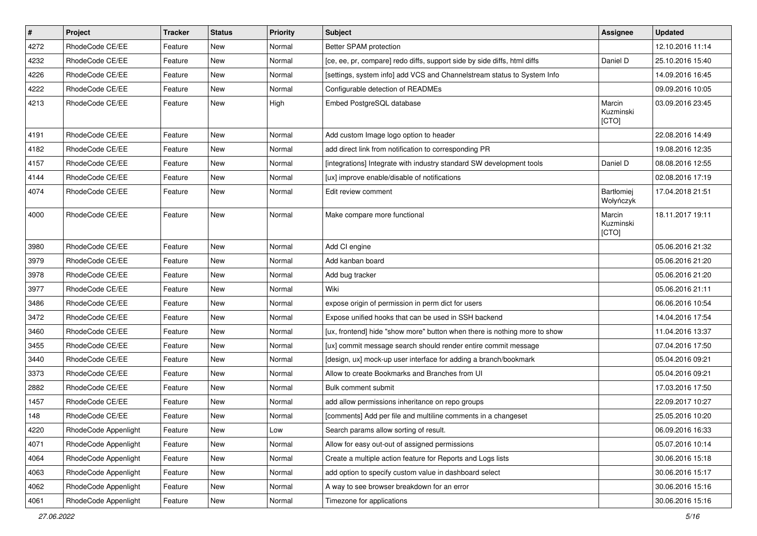| # | Project | Tracker | Status | Priority | Subject | Assignee | Updated |
|---|---|---|---|---|---|---|---|
| 4272 | RhodeCode CE/EE | Feature | New | Normal | Better SPAM protection |  | 12.10.2016 11:14 |
| 4232 | RhodeCode CE/EE | Feature | New | Normal | [ce, ee, pr, compare] redo diffs, support side by side diffs, html diffs | Daniel D | 25.10.2016 15:40 |
| 4226 | RhodeCode CE/EE | Feature | New | Normal | [settings, system info] add VCS and Channelstream status to System Info |  | 14.09.2016 16:45 |
| 4222 | RhodeCode CE/EE | Feature | New | Normal | Configurable detection of READMEs |  | 09.09.2016 10:05 |
| 4213 | RhodeCode CE/EE | Feature | New | High | Embed PostgreSQL database | Marcin Kuzminski [CTO] | 03.09.2016 23:45 |
| 4191 | RhodeCode CE/EE | Feature | New | Normal | Add custom Image logo option to header |  | 22.08.2016 14:49 |
| 4182 | RhodeCode CE/EE | Feature | New | Normal | add direct link from notification to corresponding PR |  | 19.08.2016 12:35 |
| 4157 | RhodeCode CE/EE | Feature | New | Normal | [integrations] Integrate with industry standard SW development tools | Daniel D | 08.08.2016 12:55 |
| 4144 | RhodeCode CE/EE | Feature | New | Normal | [ux] improve enable/disable of notifications |  | 02.08.2016 17:19 |
| 4074 | RhodeCode CE/EE | Feature | New | Normal | Edit review comment | Bartłomiej Wołyńczyk | 17.04.2018 21:51 |
| 4000 | RhodeCode CE/EE | Feature | New | Normal | Make compare more functional | Marcin Kuzminski [CTO] | 18.11.2017 19:11 |
| 3980 | RhodeCode CE/EE | Feature | New | Normal | Add CI engine |  | 05.06.2016 21:32 |
| 3979 | RhodeCode CE/EE | Feature | New | Normal | Add kanban board |  | 05.06.2016 21:20 |
| 3978 | RhodeCode CE/EE | Feature | New | Normal | Add bug tracker |  | 05.06.2016 21:20 |
| 3977 | RhodeCode CE/EE | Feature | New | Normal | Wiki |  | 05.06.2016 21:11 |
| 3486 | RhodeCode CE/EE | Feature | New | Normal | expose origin of permission in perm dict for users |  | 06.06.2016 10:54 |
| 3472 | RhodeCode CE/EE | Feature | New | Normal | Expose unified hooks that can be used in SSH backend |  | 14.04.2016 17:54 |
| 3460 | RhodeCode CE/EE | Feature | New | Normal | [ux, frontend] hide "show more" button when there is nothing more to show |  | 11.04.2016 13:37 |
| 3455 | RhodeCode CE/EE | Feature | New | Normal | [ux] commit message search should render entire commit message |  | 07.04.2016 17:50 |
| 3440 | RhodeCode CE/EE | Feature | New | Normal | [design, ux] mock-up user interface for adding a branch/bookmark |  | 05.04.2016 09:21 |
| 3373 | RhodeCode CE/EE | Feature | New | Normal | Allow to create Bookmarks and Branches from UI |  | 05.04.2016 09:21 |
| 2882 | RhodeCode CE/EE | Feature | New | Normal | Bulk comment submit |  | 17.03.2016 17:50 |
| 1457 | RhodeCode CE/EE | Feature | New | Normal | add allow permissions inheritance on repo groups |  | 22.09.2017 10:27 |
| 148 | RhodeCode CE/EE | Feature | New | Normal | [comments] Add per file and multiline comments in a changeset |  | 25.05.2016 10:20 |
| 4220 | RhodeCode Appenlight | Feature | New | Low | Search params allow sorting of result. |  | 06.09.2016 16:33 |
| 4071 | RhodeCode Appenlight | Feature | New | Normal | Allow for easy out-out of assigned permissions |  | 05.07.2016 10:14 |
| 4064 | RhodeCode Appenlight | Feature | New | Normal | Create a multiple action feature for Reports and Logs lists |  | 30.06.2016 15:18 |
| 4063 | RhodeCode Appenlight | Feature | New | Normal | add option to specify custom value in dashboard select |  | 30.06.2016 15:17 |
| 4062 | RhodeCode Appenlight | Feature | New | Normal | A way to see browser breakdown for an error |  | 30.06.2016 15:16 |
| 4061 | RhodeCode Appenlight | Feature | New | Normal | Timezone for applications |  | 30.06.2016 15:16 |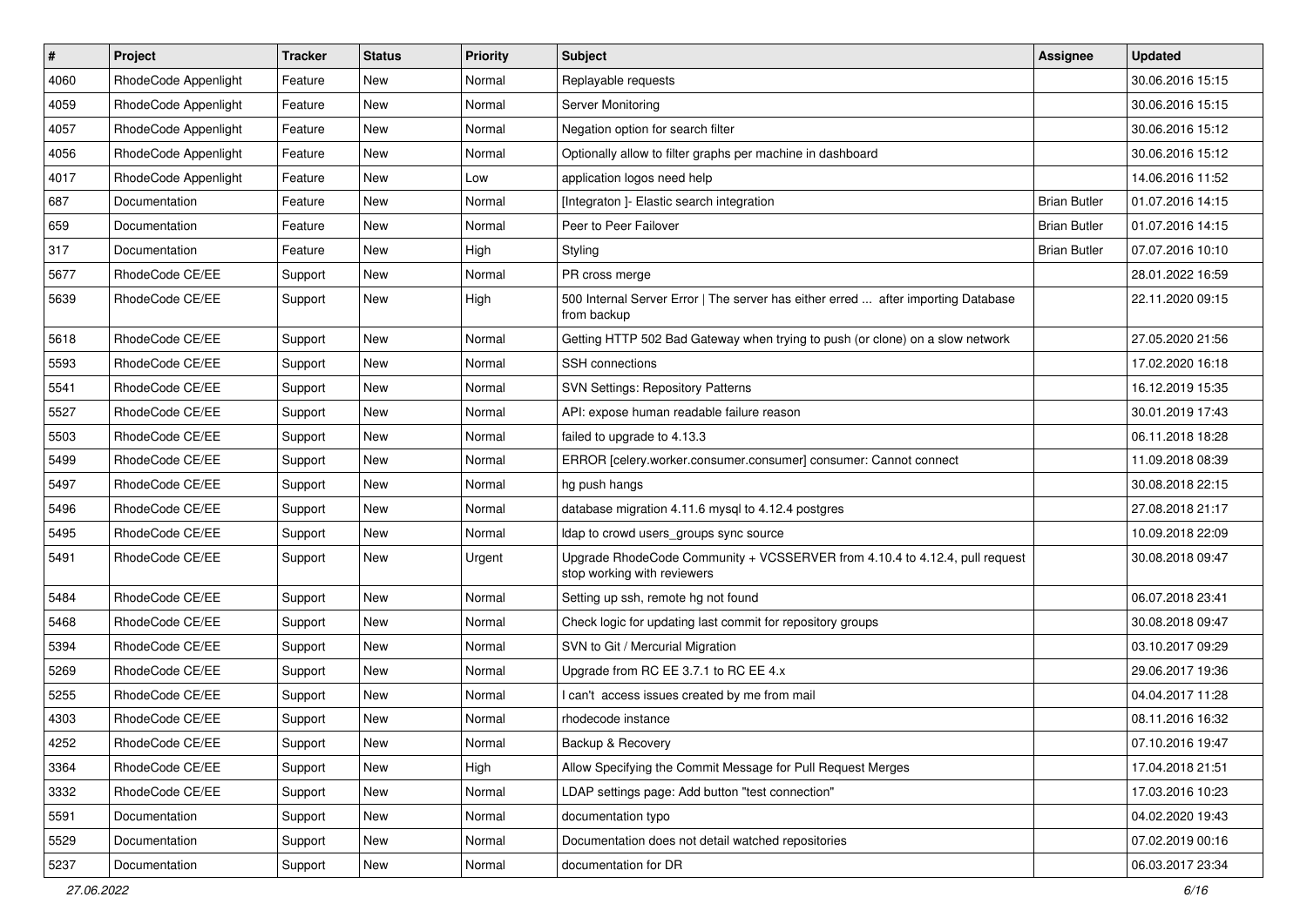| # | Project | Tracker | Status | Priority | Subject | Assignee | Updated |
|---|---|---|---|---|---|---|---|
| 4060 | RhodeCode Appenlight | Feature | New | Normal | Replayable requests | | 30.06.2016 15:15 |
| 4059 | RhodeCode Appenlight | Feature | New | Normal | Server Monitoring | | 30.06.2016 15:15 |
| 4057 | RhodeCode Appenlight | Feature | New | Normal | Negation option for search filter | | 30.06.2016 15:12 |
| 4056 | RhodeCode Appenlight | Feature | New | Normal | Optionally allow to filter graphs per machine in dashboard | | 30.06.2016 15:12 |
| 4017 | RhodeCode Appenlight | Feature | New | Low | application logos need help | | 14.06.2016 11:52 |
| 687 | Documentation | Feature | New | Normal | [Integraton ]- Elastic search integration | Brian Butler | 01.07.2016 14:15 |
| 659 | Documentation | Feature | New | Normal | Peer to Peer Failover | Brian Butler | 01.07.2016 14:15 |
| 317 | Documentation | Feature | New | High | Styling | Brian Butler | 07.07.2016 10:10 |
| 5677 | RhodeCode CE/EE | Support | New | Normal | PR cross merge | | 28.01.2022 16:59 |
| 5639 | RhodeCode CE/EE | Support | New | High | 500 Internal Server Error \| The server has either erred ... after importing Database from backup | | 22.11.2020 09:15 |
| 5618 | RhodeCode CE/EE | Support | New | Normal | Getting HTTP 502 Bad Gateway when trying to push (or clone) on a slow network | | 27.05.2020 21:56 |
| 5593 | RhodeCode CE/EE | Support | New | Normal | SSH connections | | 17.02.2020 16:18 |
| 5541 | RhodeCode CE/EE | Support | New | Normal | SVN Settings: Repository Patterns | | 16.12.2019 15:35 |
| 5527 | RhodeCode CE/EE | Support | New | Normal | API: expose human readable failure reason | | 30.01.2019 17:43 |
| 5503 | RhodeCode CE/EE | Support | New | Normal | failed to upgrade to 4.13.3 | | 06.11.2018 18:28 |
| 5499 | RhodeCode CE/EE | Support | New | Normal | ERROR [celery.worker.consumer.consumer] consumer: Cannot connect | | 11.09.2018 08:39 |
| 5497 | RhodeCode CE/EE | Support | New | Normal | hg push hangs | | 30.08.2018 22:15 |
| 5496 | RhodeCode CE/EE | Support | New | Normal | database migration 4.11.6 mysql to 4.12.4 postgres | | 27.08.2018 21:17 |
| 5495 | RhodeCode CE/EE | Support | New | Normal | ldap to crowd users_groups sync source | | 10.09.2018 22:09 |
| 5491 | RhodeCode CE/EE | Support | New | Urgent | Upgrade RhodeCode Community + VCSSERVER from 4.10.4 to 4.12.4, pull request stop working with reviewers | | 30.08.2018 09:47 |
| 5484 | RhodeCode CE/EE | Support | New | Normal | Setting up ssh, remote hg not found | | 06.07.2018 23:41 |
| 5468 | RhodeCode CE/EE | Support | New | Normal | Check logic for updating last commit for repository groups | | 30.08.2018 09:47 |
| 5394 | RhodeCode CE/EE | Support | New | Normal | SVN to Git / Mercurial Migration | | 03.10.2017 09:29 |
| 5269 | RhodeCode CE/EE | Support | New | Normal | Upgrade from RC EE 3.7.1 to RC EE 4.x | | 29.06.2017 19:36 |
| 5255 | RhodeCode CE/EE | Support | New | Normal | I can't access issues created by me from mail | | 04.04.2017 11:28 |
| 4303 | RhodeCode CE/EE | Support | New | Normal | rhodecode instance | | 08.11.2016 16:32 |
| 4252 | RhodeCode CE/EE | Support | New | Normal | Backup & Recovery | | 07.10.2016 19:47 |
| 3364 | RhodeCode CE/EE | Support | New | High | Allow Specifying the Commit Message for Pull Request Merges | | 17.04.2018 21:51 |
| 3332 | RhodeCode CE/EE | Support | New | Normal | LDAP settings page: Add button "test connection" | | 17.03.2016 10:23 |
| 5591 | Documentation | Support | New | Normal | documentation typo | | 04.02.2020 19:43 |
| 5529 | Documentation | Support | New | Normal | Documentation does not detail watched repositories | | 07.02.2019 00:16 |
| 5237 | Documentation | Support | New | Normal | documentation for DR | | 06.03.2017 23:34 |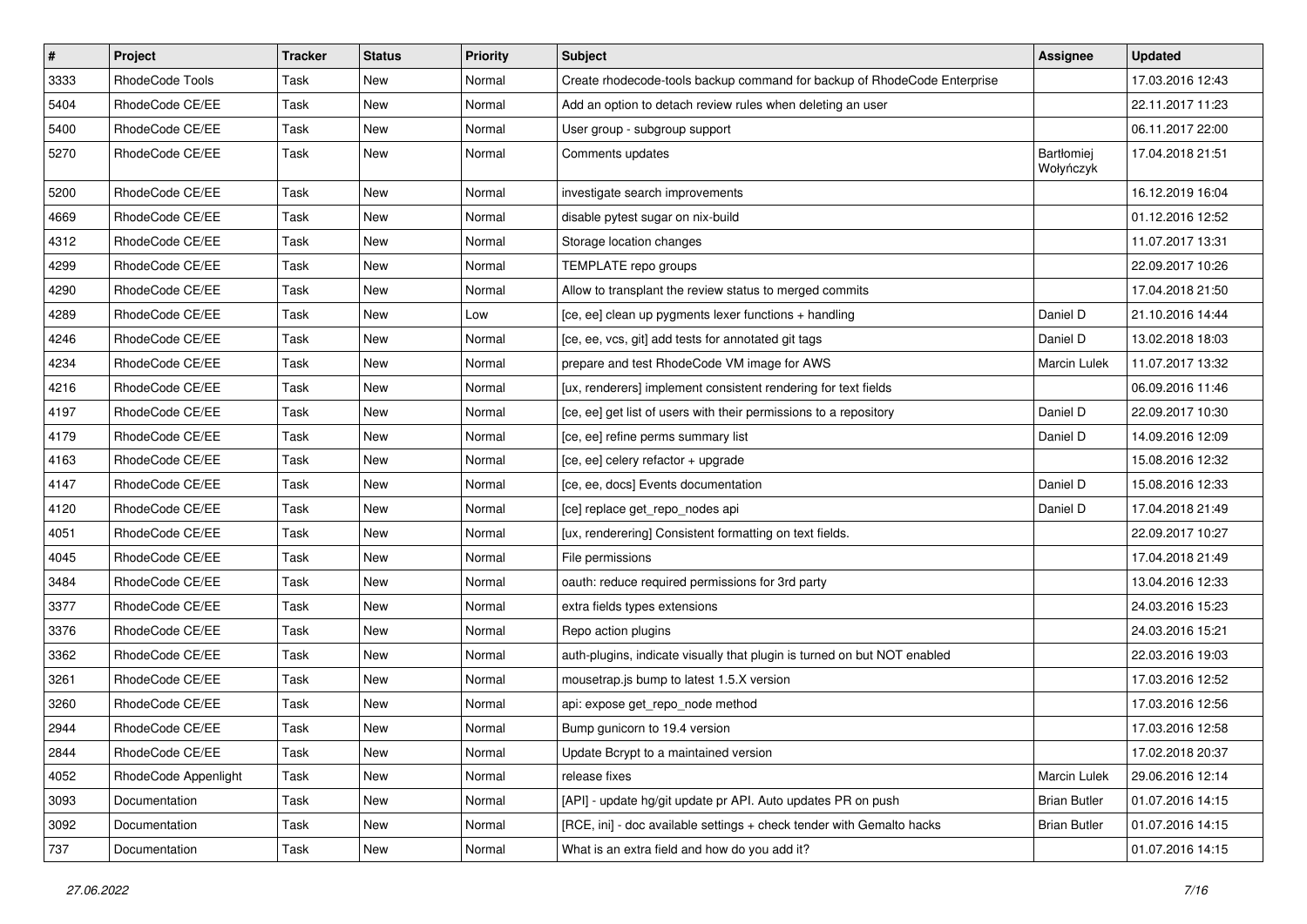| # | Project | Tracker | Status | Priority | Subject | Assignee | Updated |
| --- | --- | --- | --- | --- | --- | --- | --- |
| 3333 | RhodeCode Tools | Task | New | Normal | Create rhodecode-tools backup command for backup of RhodeCode Enterprise | | 17.03.2016 12:43 |
| 5404 | RhodeCode CE/EE | Task | New | Normal | Add an option to detach review rules when deleting an user | | 22.11.2017 11:23 |
| 5400 | RhodeCode CE/EE | Task | New | Normal | User group - subgroup support | | 06.11.2017 22:00 |
| 5270 | RhodeCode CE/EE | Task | New | Normal | Comments updates | Bartłomiej Wołyńczyk | 17.04.2018 21:51 |
| 5200 | RhodeCode CE/EE | Task | New | Normal | investigate search improvements | | 16.12.2019 16:04 |
| 4669 | RhodeCode CE/EE | Task | New | Normal | disable pytest sugar on nix-build | | 01.12.2016 12:52 |
| 4312 | RhodeCode CE/EE | Task | New | Normal | Storage location changes | | 11.07.2017 13:31 |
| 4299 | RhodeCode CE/EE | Task | New | Normal | TEMPLATE repo groups | | 22.09.2017 10:26 |
| 4290 | RhodeCode CE/EE | Task | New | Normal | Allow to transplant the review status to merged commits | | 17.04.2018 21:50 |
| 4289 | RhodeCode CE/EE | Task | New | Low | [ce, ee] clean up pygments lexer functions + handling | Daniel D | 21.10.2016 14:44 |
| 4246 | RhodeCode CE/EE | Task | New | Normal | [ce, ee, vcs, git] add tests for annotated git tags | Daniel D | 13.02.2018 18:03 |
| 4234 | RhodeCode CE/EE | Task | New | Normal | prepare and test RhodeCode VM image for AWS | Marcin Lulek | 11.07.2017 13:32 |
| 4216 | RhodeCode CE/EE | Task | New | Normal | [ux, renderers] implement consistent rendering for text fields | | 06.09.2016 11:46 |
| 4197 | RhodeCode CE/EE | Task | New | Normal | [ce, ee] get list of users with their permissions to a repository | Daniel D | 22.09.2017 10:30 |
| 4179 | RhodeCode CE/EE | Task | New | Normal | [ce, ee] refine perms summary list | Daniel D | 14.09.2016 12:09 |
| 4163 | RhodeCode CE/EE | Task | New | Normal | [ce, ee] celery refactor + upgrade | | 15.08.2016 12:32 |
| 4147 | RhodeCode CE/EE | Task | New | Normal | [ce, ee, docs] Events documentation | Daniel D | 15.08.2016 12:33 |
| 4120 | RhodeCode CE/EE | Task | New | Normal | [ce] replace get_repo_nodes api | Daniel D | 17.04.2018 21:49 |
| 4051 | RhodeCode CE/EE | Task | New | Normal | [ux, renderering] Consistent formatting on text fields. | | 22.09.2017 10:27 |
| 4045 | RhodeCode CE/EE | Task | New | Normal | File permissions | | 17.04.2018 21:49 |
| 3484 | RhodeCode CE/EE | Task | New | Normal | oauth: reduce required permissions for 3rd party | | 13.04.2016 12:33 |
| 3377 | RhodeCode CE/EE | Task | New | Normal | extra fields types extensions | | 24.03.2016 15:23 |
| 3376 | RhodeCode CE/EE | Task | New | Normal | Repo action plugins | | 24.03.2016 15:21 |
| 3362 | RhodeCode CE/EE | Task | New | Normal | auth-plugins, indicate visually that plugin is turned on but NOT enabled | | 22.03.2016 19:03 |
| 3261 | RhodeCode CE/EE | Task | New | Normal | mousetrap.js bump to latest 1.5.X version | | 17.03.2016 12:52 |
| 3260 | RhodeCode CE/EE | Task | New | Normal | api: expose get_repo_node method | | 17.03.2016 12:56 |
| 2944 | RhodeCode CE/EE | Task | New | Normal | Bump gunicorn to 19.4 version | | 17.03.2016 12:58 |
| 2844 | RhodeCode CE/EE | Task | New | Normal | Update Bcrypt to a maintained version | | 17.02.2018 20:37 |
| 4052 | RhodeCode Appenlight | Task | New | Normal | release fixes | Marcin Lulek | 29.06.2016 12:14 |
| 3093 | Documentation | Task | New | Normal | [API] - update hg/git update pr API. Auto updates PR on push | Brian Butler | 01.07.2016 14:15 |
| 3092 | Documentation | Task | New | Normal | [RCE, ini] - doc available settings + check tender with Gemalto hacks | Brian Butler | 01.07.2016 14:15 |
| 737 | Documentation | Task | New | Normal | What is an extra field and how do you add it? | | 01.07.2016 14:15 |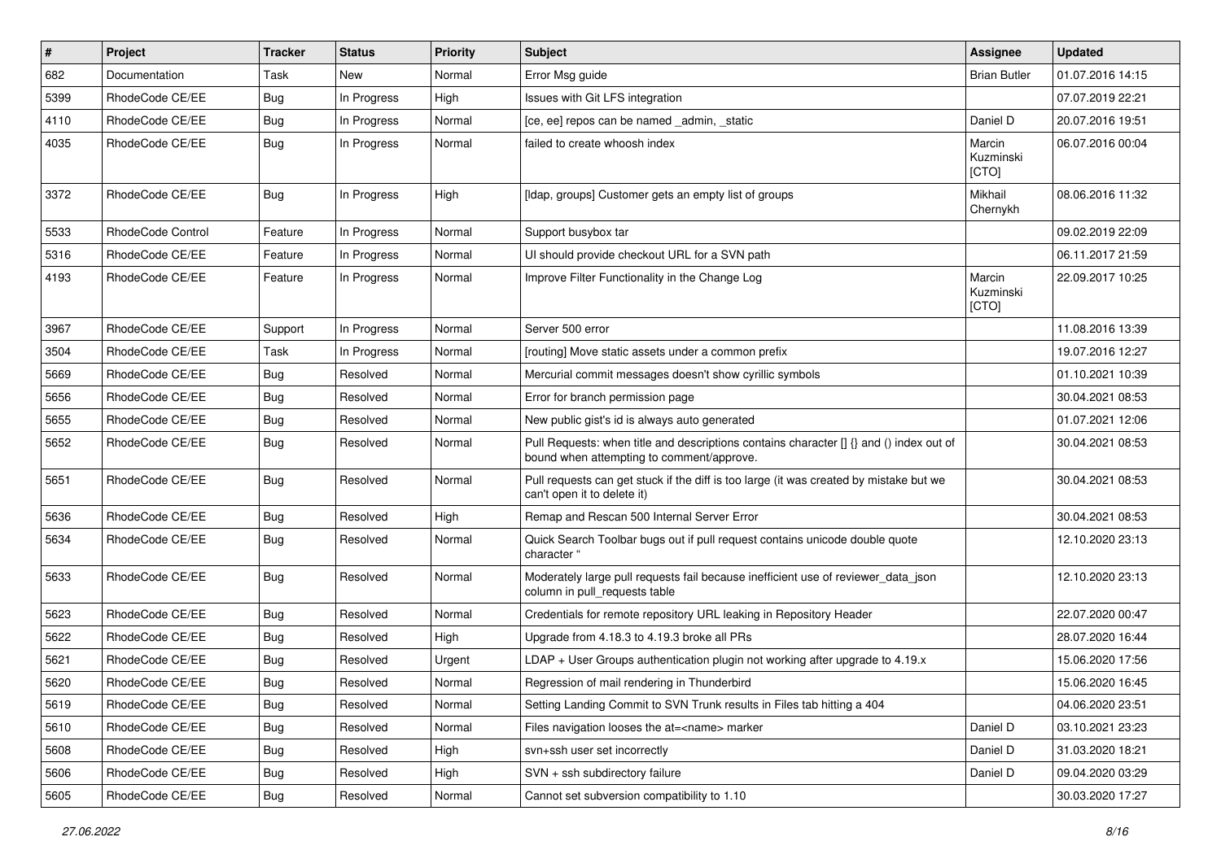| # | Project | Tracker | Status | Priority | Subject | Assignee | Updated |
|---|---|---|---|---|---|---|---|
| 682 | Documentation | Task | New | Normal | Error Msg guide | Brian Butler | 01.07.2016 14:15 |
| 5399 | RhodeCode CE/EE | Bug | In Progress | High | Issues with Git LFS integration | | 07.07.2019 22:21 |
| 4110 | RhodeCode CE/EE | Bug | In Progress | Normal | [ce, ee] repos can be named _admin, _static | Daniel D | 20.07.2016 19:51 |
| 4035 | RhodeCode CE/EE | Bug | In Progress | Normal | failed to create whoosh index | Marcin Kuzminski [CTO] | 06.07.2016 00:04 |
| 3372 | RhodeCode CE/EE | Bug | In Progress | High | [ldap, groups] Customer gets an empty list of groups | Mikhail Chernykh | 08.06.2016 11:32 |
| 5533 | RhodeCode Control | Feature | In Progress | Normal | Support busybox tar | | 09.02.2019 22:09 |
| 5316 | RhodeCode CE/EE | Feature | In Progress | Normal | UI should provide checkout URL for a SVN path | | 06.11.2017 21:59 |
| 4193 | RhodeCode CE/EE | Feature | In Progress | Normal | Improve Filter Functionality in the Change Log | Marcin Kuzminski [CTO] | 22.09.2017 10:25 |
| 3967 | RhodeCode CE/EE | Support | In Progress | Normal | Server 500 error | | 11.08.2016 13:39 |
| 3504 | RhodeCode CE/EE | Task | In Progress | Normal | [routing] Move static assets under a common prefix | | 19.07.2016 12:27 |
| 5669 | RhodeCode CE/EE | Bug | Resolved | Normal | Mercurial commit messages doesn't show cyrillic symbols | | 01.10.2021 10:39 |
| 5656 | RhodeCode CE/EE | Bug | Resolved | Normal | Error for branch permission page | | 30.04.2021 08:53 |
| 5655 | RhodeCode CE/EE | Bug | Resolved | Normal | New public gist's id is always auto generated | | 01.07.2021 12:06 |
| 5652 | RhodeCode CE/EE | Bug | Resolved | Normal | Pull Requests: when title and descriptions contains character [] {} and () index out of bound when attempting to comment/approve. | | 30.04.2021 08:53 |
| 5651 | RhodeCode CE/EE | Bug | Resolved | Normal | Pull requests can get stuck if the diff is too large (it was created by mistake but we can't open it to delete it) | | 30.04.2021 08:53 |
| 5636 | RhodeCode CE/EE | Bug | Resolved | High | Remap and Rescan 500 Internal Server Error | | 30.04.2021 08:53 |
| 5634 | RhodeCode CE/EE | Bug | Resolved | Normal | Quick Search Toolbar bugs out if pull request contains unicode double quote character " | | 12.10.2020 23:13 |
| 5633 | RhodeCode CE/EE | Bug | Resolved | Normal | Moderately large pull requests fail because inefficient use of reviewer_data_json column in pull_requests table | | 12.10.2020 23:13 |
| 5623 | RhodeCode CE/EE | Bug | Resolved | Normal | Credentials for remote repository URL leaking in Repository Header | | 22.07.2020 00:47 |
| 5622 | RhodeCode CE/EE | Bug | Resolved | High | Upgrade from 4.18.3 to 4.19.3 broke all PRs | | 28.07.2020 16:44 |
| 5621 | RhodeCode CE/EE | Bug | Resolved | Urgent | LDAP + User Groups authentication plugin not working after upgrade to 4.19.x | | 15.06.2020 17:56 |
| 5620 | RhodeCode CE/EE | Bug | Resolved | Normal | Regression of mail rendering in Thunderbird | | 15.06.2020 16:45 |
| 5619 | RhodeCode CE/EE | Bug | Resolved | Normal | Setting Landing Commit to SVN Trunk results in Files tab hitting a 404 | | 04.06.2020 23:51 |
| 5610 | RhodeCode CE/EE | Bug | Resolved | Normal | Files navigation looses the at=<name> marker | Daniel D | 03.10.2021 23:23 |
| 5608 | RhodeCode CE/EE | Bug | Resolved | High | svn+ssh user set incorrectly | Daniel D | 31.03.2020 18:21 |
| 5606 | RhodeCode CE/EE | Bug | Resolved | High | SVN + ssh subdirectory failure | Daniel D | 09.04.2020 03:29 |
| 5605 | RhodeCode CE/EE | Bug | Resolved | Normal | Cannot set subversion compatibility to 1.10 | | 30.03.2020 17:27 |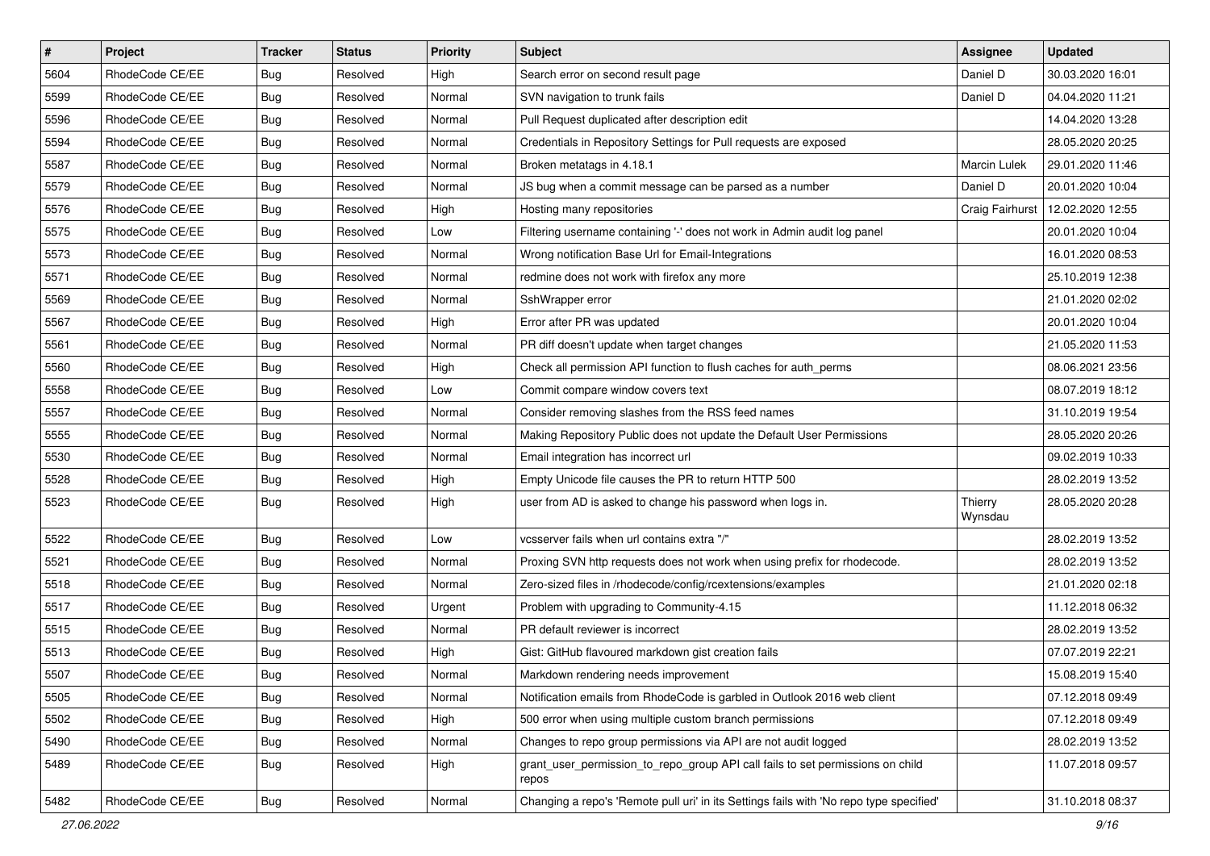| # | Project | Tracker | Status | Priority | Subject | Assignee | Updated |
|---|---|---|---|---|---|---|---|
| 5604 | RhodeCode CE/EE | Bug | Resolved | High | Search error on second result page | Daniel D | 30.03.2020 16:01 |
| 5599 | RhodeCode CE/EE | Bug | Resolved | Normal | SVN navigation to trunk fails | Daniel D | 04.04.2020 11:21 |
| 5596 | RhodeCode CE/EE | Bug | Resolved | Normal | Pull Request duplicated after description edit | | 14.04.2020 13:28 |
| 5594 | RhodeCode CE/EE | Bug | Resolved | Normal | Credentials in Repository Settings for Pull requests are exposed | | 28.05.2020 20:25 |
| 5587 | RhodeCode CE/EE | Bug | Resolved | Normal | Broken metatags in 4.18.1 | Marcin Lulek | 29.01.2020 11:46 |
| 5579 | RhodeCode CE/EE | Bug | Resolved | Normal | JS bug when a commit message can be parsed as a number | Daniel D | 20.01.2020 10:04 |
| 5576 | RhodeCode CE/EE | Bug | Resolved | High | Hosting many repositories | Craig Fairhurst | 12.02.2020 12:55 |
| 5575 | RhodeCode CE/EE | Bug | Resolved | Low | Filtering username containing '-' does not work in Admin audit log panel | | 20.01.2020 10:04 |
| 5573 | RhodeCode CE/EE | Bug | Resolved | Normal | Wrong notification Base Url for Email-Integrations | | 16.01.2020 08:53 |
| 5571 | RhodeCode CE/EE | Bug | Resolved | Normal | redmine does not work with firefox any more | | 25.10.2019 12:38 |
| 5569 | RhodeCode CE/EE | Bug | Resolved | Normal | SshWrapper error | | 21.01.2020 02:02 |
| 5567 | RhodeCode CE/EE | Bug | Resolved | High | Error after PR was updated | | 20.01.2020 10:04 |
| 5561 | RhodeCode CE/EE | Bug | Resolved | Normal | PR diff doesn't update when target changes | | 21.05.2020 11:53 |
| 5560 | RhodeCode CE/EE | Bug | Resolved | High | Check all permission API function to flush caches for auth_perms | | 08.06.2021 23:56 |
| 5558 | RhodeCode CE/EE | Bug | Resolved | Low | Commit compare window covers text | | 08.07.2019 18:12 |
| 5557 | RhodeCode CE/EE | Bug | Resolved | Normal | Consider removing slashes from the RSS feed names | | 31.10.2019 19:54 |
| 5555 | RhodeCode CE/EE | Bug | Resolved | Normal | Making Repository Public does not update the Default User Permissions | | 28.05.2020 20:26 |
| 5530 | RhodeCode CE/EE | Bug | Resolved | Normal | Email integration has incorrect url | | 09.02.2019 10:33 |
| 5528 | RhodeCode CE/EE | Bug | Resolved | High | Empty Unicode file causes the PR to return HTTP 500 | | 28.02.2019 13:52 |
| 5523 | RhodeCode CE/EE | Bug | Resolved | High | user from AD is asked to change his password when logs in. | Thierry Wynsdau | 28.05.2020 20:28 |
| 5522 | RhodeCode CE/EE | Bug | Resolved | Low | vcsserver fails when url contains extra "/" | | 28.02.2019 13:52 |
| 5521 | RhodeCode CE/EE | Bug | Resolved | Normal | Proxing SVN http requests does not work when using prefix for rhodecode. | | 28.02.2019 13:52 |
| 5518 | RhodeCode CE/EE | Bug | Resolved | Normal | Zero-sized files in /rhodecode/config/rcextensions/examples | | 21.01.2020 02:18 |
| 5517 | RhodeCode CE/EE | Bug | Resolved | Urgent | Problem with upgrading to Community-4.15 | | 11.12.2018 06:32 |
| 5515 | RhodeCode CE/EE | Bug | Resolved | Normal | PR default reviewer is incorrect | | 28.02.2019 13:52 |
| 5513 | RhodeCode CE/EE | Bug | Resolved | High | Gist: GitHub flavoured markdown gist creation fails | | 07.07.2019 22:21 |
| 5507 | RhodeCode CE/EE | Bug | Resolved | Normal | Markdown rendering needs improvement | | 15.08.2019 15:40 |
| 5505 | RhodeCode CE/EE | Bug | Resolved | Normal | Notification emails from RhodeCode is garbled in Outlook 2016 web client | | 07.12.2018 09:49 |
| 5502 | RhodeCode CE/EE | Bug | Resolved | High | 500 error when using multiple custom branch permissions | | 07.12.2018 09:49 |
| 5490 | RhodeCode CE/EE | Bug | Resolved | Normal | Changes to repo group permissions via API are not audit logged | | 28.02.2019 13:52 |
| 5489 | RhodeCode CE/EE | Bug | Resolved | High | grant_user_permission_to_repo_group API call fails to set permissions on child repos | | 11.07.2018 09:57 |
| 5482 | RhodeCode CE/EE | Bug | Resolved | Normal | Changing a repo's 'Remote pull uri' in its Settings fails with 'No repo type specified' | | 31.10.2018 08:37 |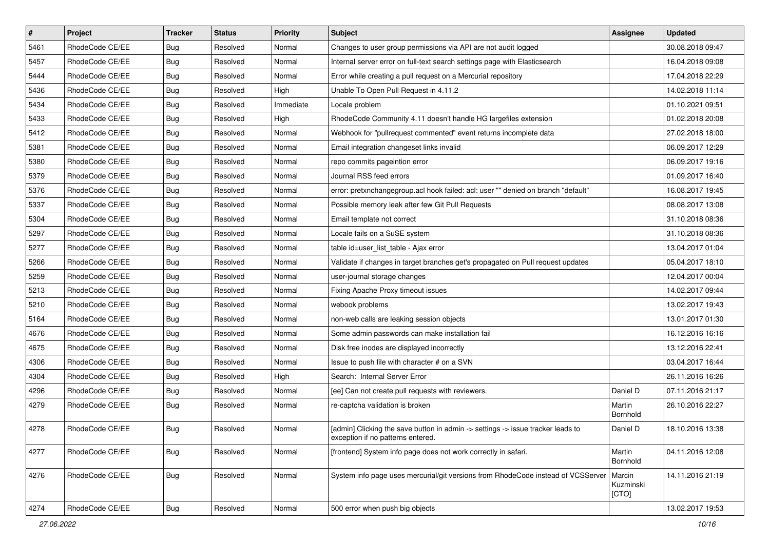| # | Project | Tracker | Status | Priority | Subject | Assignee | Updated |
|---|---|---|---|---|---|---|---|
| 5461 | RhodeCode CE/EE | Bug | Resolved | Normal | Changes to user group permissions via API are not audit logged | | 30.08.2018 09:47 |
| 5457 | RhodeCode CE/EE | Bug | Resolved | Normal | Internal server error on full-text search settings page with Elasticsearch | | 16.04.2018 09:08 |
| 5444 | RhodeCode CE/EE | Bug | Resolved | Normal | Error while creating a pull request on a Mercurial repository | | 17.04.2018 22:29 |
| 5436 | RhodeCode CE/EE | Bug | Resolved | High | Unable To Open Pull Request in 4.11.2 | | 14.02.2018 11:14 |
| 5434 | RhodeCode CE/EE | Bug | Resolved | Immediate | Locale problem | | 01.10.2021 09:51 |
| 5433 | RhodeCode CE/EE | Bug | Resolved | High | RhodeCode Community 4.11 doesn't handle HG largefiles extension | | 01.02.2018 20:08 |
| 5412 | RhodeCode CE/EE | Bug | Resolved | Normal | Webhook for "pullrequest commented" event returns incomplete data | | 27.02.2018 18:00 |
| 5381 | RhodeCode CE/EE | Bug | Resolved | Normal | Email integration changeset links invalid | | 06.09.2017 12:29 |
| 5380 | RhodeCode CE/EE | Bug | Resolved | Normal | repo commits pageintion error | | 06.09.2017 19:16 |
| 5379 | RhodeCode CE/EE | Bug | Resolved | Normal | Journal RSS feed errors | | 01.09.2017 16:40 |
| 5376 | RhodeCode CE/EE | Bug | Resolved | Normal | error: pretxnchangegroup.acl hook failed: acl: user "" denied on branch "default" | | 16.08.2017 19:45 |
| 5337 | RhodeCode CE/EE | Bug | Resolved | Normal | Possible memory leak after few Git Pull Requests | | 08.08.2017 13:08 |
| 5304 | RhodeCode CE/EE | Bug | Resolved | Normal | Email template not correct | | 31.10.2018 08:36 |
| 5297 | RhodeCode CE/EE | Bug | Resolved | Normal | Locale fails on a SuSE system | | 31.10.2018 08:36 |
| 5277 | RhodeCode CE/EE | Bug | Resolved | Normal | table id=user_list_table - Ajax error | | 13.04.2017 01:04 |
| 5266 | RhodeCode CE/EE | Bug | Resolved | Normal | Validate if changes in target branches get's propagated on Pull request updates | | 05.04.2017 18:10 |
| 5259 | RhodeCode CE/EE | Bug | Resolved | Normal | user-journal storage changes | | 12.04.2017 00:04 |
| 5213 | RhodeCode CE/EE | Bug | Resolved | Normal | Fixing Apache Proxy timeout issues | | 14.02.2017 09:44 |
| 5210 | RhodeCode CE/EE | Bug | Resolved | Normal | webook problems | | 13.02.2017 19:43 |
| 5164 | RhodeCode CE/EE | Bug | Resolved | Normal | non-web calls are leaking session objects | | 13.01.2017 01:30 |
| 4676 | RhodeCode CE/EE | Bug | Resolved | Normal | Some admin passwords can make installation fail | | 16.12.2016 16:16 |
| 4675 | RhodeCode CE/EE | Bug | Resolved | Normal | Disk free inodes are displayed incorrectly | | 13.12.2016 22:41 |
| 4306 | RhodeCode CE/EE | Bug | Resolved | Normal | Issue to push file with character # on a SVN | | 03.04.2017 16:44 |
| 4304 | RhodeCode CE/EE | Bug | Resolved | High | Search: Internal Server Error | | 26.11.2016 16:26 |
| 4296 | RhodeCode CE/EE | Bug | Resolved | Normal | [ee] Can not create pull requests with reviewers. | Daniel D | 07.11.2016 21:17 |
| 4279 | RhodeCode CE/EE | Bug | Resolved | Normal | re-captcha validation is broken | Martin Bornhold | 26.10.2016 22:27 |
| 4278 | RhodeCode CE/EE | Bug | Resolved | Normal | [admin] Clicking the save button in admin -> settings -> issue tracker leads to exception if no patterns entered. | Daniel D | 18.10.2016 13:38 |
| 4277 | RhodeCode CE/EE | Bug | Resolved | Normal | [frontend] System info page does not work correctly in safari. | Martin Bornhold | 04.11.2016 12:08 |
| 4276 | RhodeCode CE/EE | Bug | Resolved | Normal | System info page uses mercurial/git versions from RhodeCode instead of VCSServer | Marcin Kuzminski [CTO] | 14.11.2016 21:19 |
| 4274 | RhodeCode CE/EE | Bug | Resolved | Normal | 500 error when push big objects | | 13.02.2017 19:53 |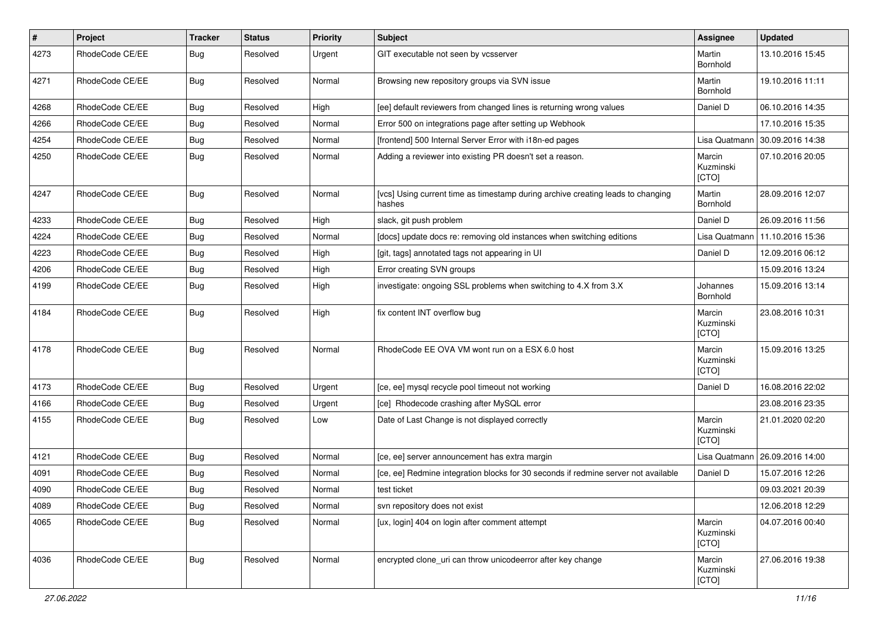| # | Project | Tracker | Status | Priority | Subject | Assignee | Updated |
|---|---|---|---|---|---|---|---|
| 4273 | RhodeCode CE/EE | Bug | Resolved | Urgent | GIT executable not seen by vcsserver | Martin Bornhold | 13.10.2016 15:45 |
| 4271 | RhodeCode CE/EE | Bug | Resolved | Normal | Browsing new repository groups via SVN issue | Martin Bornhold | 19.10.2016 11:11 |
| 4268 | RhodeCode CE/EE | Bug | Resolved | High | [ee] default reviewers from changed lines is returning wrong values | Daniel D | 06.10.2016 14:35 |
| 4266 | RhodeCode CE/EE | Bug | Resolved | Normal | Error 500 on integrations page after setting up Webhook | | 17.10.2016 15:35 |
| 4254 | RhodeCode CE/EE | Bug | Resolved | Normal | [frontend] 500 Internal Server Error with i18n-ed pages | Lisa Quatmann | 30.09.2016 14:38 |
| 4250 | RhodeCode CE/EE | Bug | Resolved | Normal | Adding a reviewer into existing PR doesn't set a reason. | Marcin Kuzminski [CTO] | 07.10.2016 20:05 |
| 4247 | RhodeCode CE/EE | Bug | Resolved | Normal | [vcs] Using current time as timestamp during archive creating leads to changing hashes | Martin Bornhold | 28.09.2016 12:07 |
| 4233 | RhodeCode CE/EE | Bug | Resolved | High | slack, git push problem | Daniel D | 26.09.2016 11:56 |
| 4224 | RhodeCode CE/EE | Bug | Resolved | Normal | [docs] update docs re: removing old instances when switching editions | Lisa Quatmann | 11.10.2016 15:36 |
| 4223 | RhodeCode CE/EE | Bug | Resolved | High | [git, tags] annotated tags not appearing in UI | Daniel D | 12.09.2016 06:12 |
| 4206 | RhodeCode CE/EE | Bug | Resolved | High | Error creating SVN groups | | 15.09.2016 13:24 |
| 4199 | RhodeCode CE/EE | Bug | Resolved | High | investigate: ongoing SSL problems when switching to 4.X from 3.X | Johannes Bornhold | 15.09.2016 13:14 |
| 4184 | RhodeCode CE/EE | Bug | Resolved | High | fix content INT overflow bug | Marcin Kuzminski [CTO] | 23.08.2016 10:31 |
| 4178 | RhodeCode CE/EE | Bug | Resolved | Normal | RhodeCode EE OVA VM wont run on a ESX 6.0 host | Marcin Kuzminski [CTO] | 15.09.2016 13:25 |
| 4173 | RhodeCode CE/EE | Bug | Resolved | Urgent | [ce, ee] mysql recycle pool timeout not working | Daniel D | 16.08.2016 22:02 |
| 4166 | RhodeCode CE/EE | Bug | Resolved | Urgent | [ce] Rhodecode crashing after MySQL error | | 23.08.2016 23:35 |
| 4155 | RhodeCode CE/EE | Bug | Resolved | Low | Date of Last Change is not displayed correctly | Marcin Kuzminski [CTO] | 21.01.2020 02:20 |
| 4121 | RhodeCode CE/EE | Bug | Resolved | Normal | [ce, ee] server announcement has extra margin | Lisa Quatmann | 26.09.2016 14:00 |
| 4091 | RhodeCode CE/EE | Bug | Resolved | Normal | [ce, ee] Redmine integration blocks for 30 seconds if redmine server not available | Daniel D | 15.07.2016 12:26 |
| 4090 | RhodeCode CE/EE | Bug | Resolved | Normal | test ticket | | 09.03.2021 20:39 |
| 4089 | RhodeCode CE/EE | Bug | Resolved | Normal | svn repository does not exist | | 12.06.2018 12:29 |
| 4065 | RhodeCode CE/EE | Bug | Resolved | Normal | [ux, login] 404 on login after comment attempt | Marcin Kuzminski [CTO] | 04.07.2016 00:40 |
| 4036 | RhodeCode CE/EE | Bug | Resolved | Normal | encrypted clone_uri can throw unicodeerror after key change | Marcin Kuzminski [CTO] | 27.06.2016 19:38 |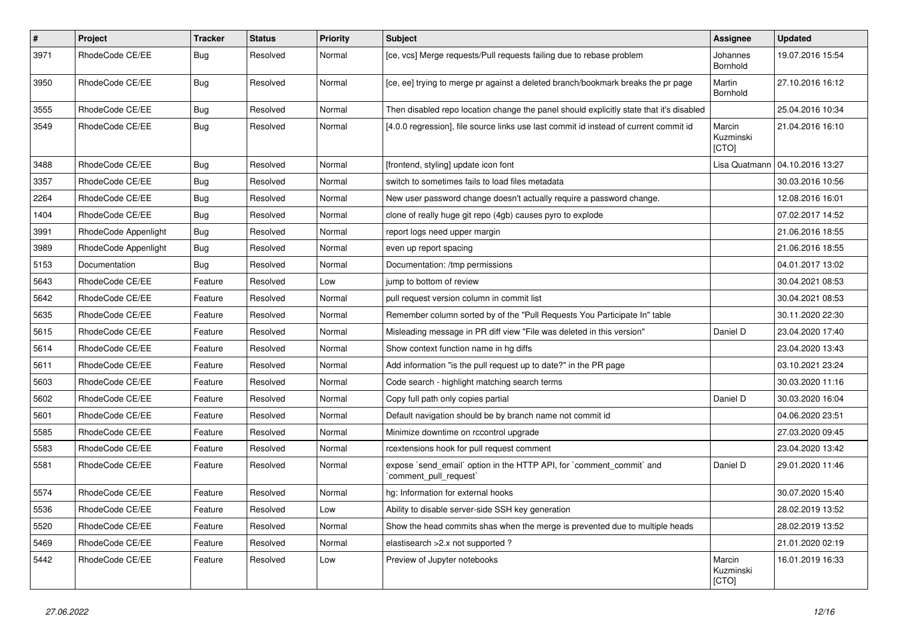| # | Project | Tracker | Status | Priority | Subject | Assignee | Updated |
|---|---|---|---|---|---|---|---|
| 3971 | RhodeCode CE/EE | Bug | Resolved | Normal | [ce, vcs] Merge requests/Pull requests failing due to rebase problem | Johannes Bornhold | 19.07.2016 15:54 |
| 3950 | RhodeCode CE/EE | Bug | Resolved | Normal | [ce, ee] trying to merge pr against a deleted branch/bookmark breaks the pr page | Martin Bornhold | 27.10.2016 16:12 |
| 3555 | RhodeCode CE/EE | Bug | Resolved | Normal | Then disabled repo location change the panel should explicitly state that it's disabled | | 25.04.2016 10:34 |
| 3549 | RhodeCode CE/EE | Bug | Resolved | Normal | [4.0.0 regression], file source links use last commit id instead of current commit id | Marcin Kuzminski [CTO] | 21.04.2016 16:10 |
| 3488 | RhodeCode CE/EE | Bug | Resolved | Normal | [frontend, styling] update icon font | Lisa Quatmann | 04.10.2016 13:27 |
| 3357 | RhodeCode CE/EE | Bug | Resolved | Normal | switch to sometimes fails to load files metadata | | 30.03.2016 10:56 |
| 2264 | RhodeCode CE/EE | Bug | Resolved | Normal | New user password change doesn't actually require a password change. | | 12.08.2016 16:01 |
| 1404 | RhodeCode CE/EE | Bug | Resolved | Normal | clone of really huge git repo (4gb) causes pyro to explode | | 07.02.2017 14:52 |
| 3991 | RhodeCode Appenlight | Bug | Resolved | Normal | report logs need upper margin | | 21.06.2016 18:55 |
| 3989 | RhodeCode Appenlight | Bug | Resolved | Normal | even up report spacing | | 21.06.2016 18:55 |
| 5153 | Documentation | Bug | Resolved | Normal | Documentation: /tmp permissions | | 04.01.2017 13:02 |
| 5643 | RhodeCode CE/EE | Feature | Resolved | Low | jump to bottom of review | | 30.04.2021 08:53 |
| 5642 | RhodeCode CE/EE | Feature | Resolved | Normal | pull request version column in commit list | | 30.04.2021 08:53 |
| 5635 | RhodeCode CE/EE | Feature | Resolved | Normal | Remember column sorted by of the "Pull Requests You Participate In" table | | 30.11.2020 22:30 |
| 5615 | RhodeCode CE/EE | Feature | Resolved | Normal | Misleading message in PR diff view "File was deleted in this version" | Daniel D | 23.04.2020 17:40 |
| 5614 | RhodeCode CE/EE | Feature | Resolved | Normal | Show context function name in hg diffs | | 23.04.2020 13:43 |
| 5611 | RhodeCode CE/EE | Feature | Resolved | Normal | Add information "is the pull request up to date?" in the PR page | | 03.10.2021 23:24 |
| 5603 | RhodeCode CE/EE | Feature | Resolved | Normal | Code search - highlight matching search terms | | 30.03.2020 11:16 |
| 5602 | RhodeCode CE/EE | Feature | Resolved | Normal | Copy full path only copies partial | Daniel D | 30.03.2020 16:04 |
| 5601 | RhodeCode CE/EE | Feature | Resolved | Normal | Default navigation should be by branch name not commit id | | 04.06.2020 23:51 |
| 5585 | RhodeCode CE/EE | Feature | Resolved | Normal | Minimize downtime on rccontrol upgrade | | 27.03.2020 09:45 |
| 5583 | RhodeCode CE/EE | Feature | Resolved | Normal | rcextensions hook for pull request comment | | 23.04.2020 13:42 |
| 5581 | RhodeCode CE/EE | Feature | Resolved | Normal | expose `send_email` option in the HTTP API, for `comment_commit` and `comment_pull_request` | Daniel D | 29.01.2020 11:46 |
| 5574 | RhodeCode CE/EE | Feature | Resolved | Normal | hg: Information for external hooks | | 30.07.2020 15:40 |
| 5536 | RhodeCode CE/EE | Feature | Resolved | Low | Ability to disable server-side SSH key generation | | 28.02.2019 13:52 |
| 5520 | RhodeCode CE/EE | Feature | Resolved | Normal | Show the head commits shas when the merge is prevented due to multiple heads | | 28.02.2019 13:52 |
| 5469 | RhodeCode CE/EE | Feature | Resolved | Normal | elastisearch >2.x not supported ? | | 21.01.2020 02:19 |
| 5442 | RhodeCode CE/EE | Feature | Resolved | Low | Preview of Jupyter notebooks | Marcin Kuzminski [CTO] | 16.01.2019 16:33 |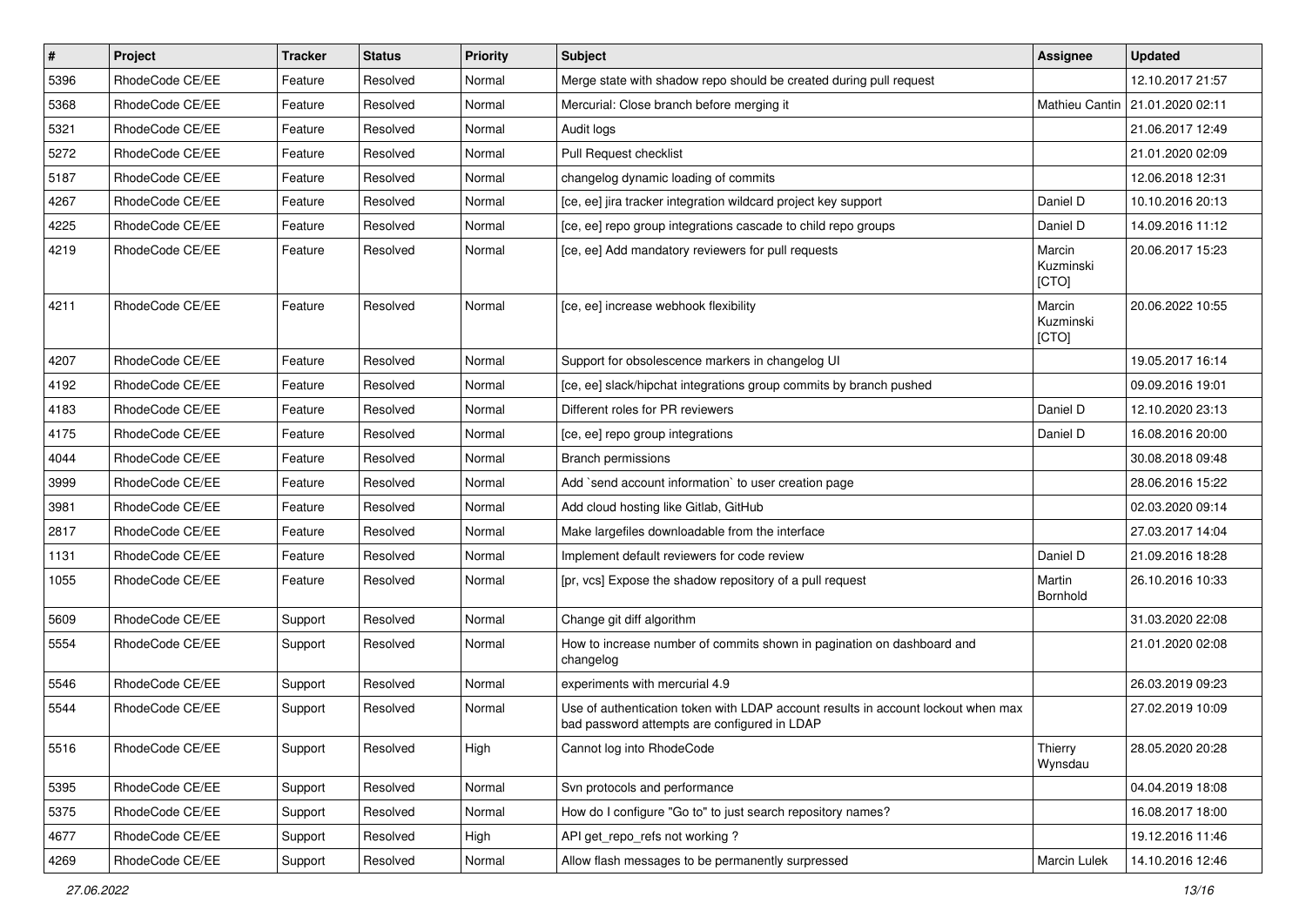| # | Project | Tracker | Status | Priority | Subject | Assignee | Updated |
|---|---|---|---|---|---|---|---|
| 5396 | RhodeCode CE/EE | Feature | Resolved | Normal | Merge state with shadow repo should be created during pull request | | 12.10.2017 21:57 |
| 5368 | RhodeCode CE/EE | Feature | Resolved | Normal | Mercurial: Close branch before merging it | Mathieu Cantin | 21.01.2020 02:11 |
| 5321 | RhodeCode CE/EE | Feature | Resolved | Normal | Audit logs | | 21.06.2017 12:49 |
| 5272 | RhodeCode CE/EE | Feature | Resolved | Normal | Pull Request checklist | | 21.01.2020 02:09 |
| 5187 | RhodeCode CE/EE | Feature | Resolved | Normal | changelog dynamic loading of commits | | 12.06.2018 12:31 |
| 4267 | RhodeCode CE/EE | Feature | Resolved | Normal | [ce, ee] jira tracker integration wildcard project key support | Daniel D | 10.10.2016 20:13 |
| 4225 | RhodeCode CE/EE | Feature | Resolved | Normal | [ce, ee] repo group integrations cascade to child repo groups | Daniel D | 14.09.2016 11:12 |
| 4219 | RhodeCode CE/EE | Feature | Resolved | Normal | [ce, ee] Add mandatory reviewers for pull requests | Marcin Kuzminski [CTO] | 20.06.2017 15:23 |
| 4211 | RhodeCode CE/EE | Feature | Resolved | Normal | [ce, ee] increase webhook flexibility | Marcin Kuzminski [CTO] | 20.06.2022 10:55 |
| 4207 | RhodeCode CE/EE | Feature | Resolved | Normal | Support for obsolescence markers in changelog UI | | 19.05.2017 16:14 |
| 4192 | RhodeCode CE/EE | Feature | Resolved | Normal | [ce, ee] slack/hipchat integrations group commits by branch pushed | | 09.09.2016 19:01 |
| 4183 | RhodeCode CE/EE | Feature | Resolved | Normal | Different roles for PR reviewers | Daniel D | 12.10.2020 23:13 |
| 4175 | RhodeCode CE/EE | Feature | Resolved | Normal | [ce, ee] repo group integrations | Daniel D | 16.08.2016 20:00 |
| 4044 | RhodeCode CE/EE | Feature | Resolved | Normal | Branch permissions | | 30.08.2018 09:48 |
| 3999 | RhodeCode CE/EE | Feature | Resolved | Normal | Add `send account information` to user creation page | | 28.06.2016 15:22 |
| 3981 | RhodeCode CE/EE | Feature | Resolved | Normal | Add cloud hosting like Gitlab, GitHub | | 02.03.2020 09:14 |
| 2817 | RhodeCode CE/EE | Feature | Resolved | Normal | Make largefiles downloadable from the interface | | 27.03.2017 14:04 |
| 1131 | RhodeCode CE/EE | Feature | Resolved | Normal | Implement default reviewers for code review | Daniel D | 21.09.2016 18:28 |
| 1055 | RhodeCode CE/EE | Feature | Resolved | Normal | [pr, vcs] Expose the shadow repository of a pull request | Martin Bornhold | 26.10.2016 10:33 |
| 5609 | RhodeCode CE/EE | Support | Resolved | Normal | Change git diff algorithm | | 31.03.2020 22:08 |
| 5554 | RhodeCode CE/EE | Support | Resolved | Normal | How to increase number of commits shown in pagination on dashboard and changelog | | 21.01.2020 02:08 |
| 5546 | RhodeCode CE/EE | Support | Resolved | Normal | experiments with mercurial 4.9 | | 26.03.2019 09:23 |
| 5544 | RhodeCode CE/EE | Support | Resolved | Normal | Use of authentication token with LDAP account results in account lockout when max bad password attempts are configured in LDAP | | 27.02.2019 10:09 |
| 5516 | RhodeCode CE/EE | Support | Resolved | High | Cannot log into RhodeCode | Thierry Wynsdau | 28.05.2020 20:28 |
| 5395 | RhodeCode CE/EE | Support | Resolved | Normal | Svn protocols and performance | | 04.04.2019 18:08 |
| 5375 | RhodeCode CE/EE | Support | Resolved | Normal | How do I configure "Go to" to just search repository names? | | 16.08.2017 18:00 |
| 4677 | RhodeCode CE/EE | Support | Resolved | High | API get_repo_refs not working ? | | 19.12.2016 11:46 |
| 4269 | RhodeCode CE/EE | Support | Resolved | Normal | Allow flash messages to be permanently surpressed | Marcin Lulek | 14.10.2016 12:46 |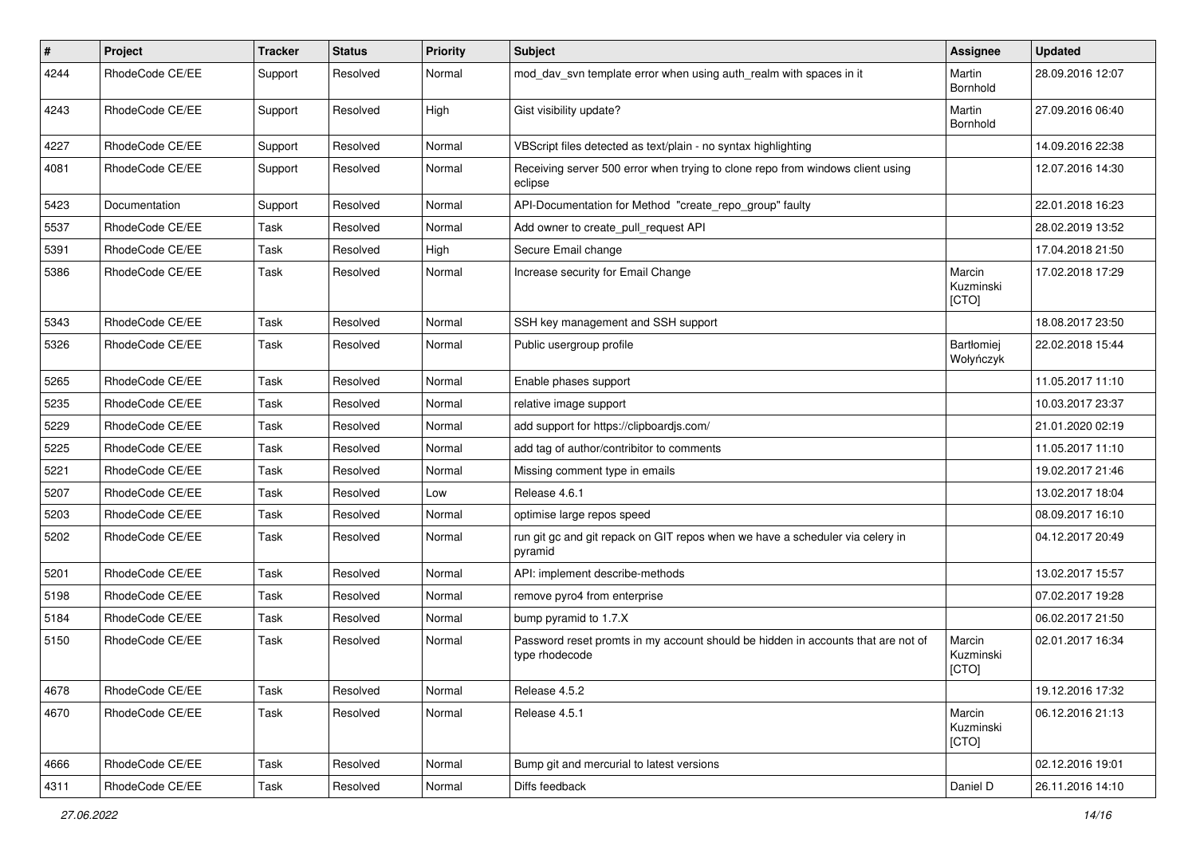| # | Project | Tracker | Status | Priority | Subject | Assignee | Updated |
|---|---|---|---|---|---|---|---|
| 4244 | RhodeCode CE/EE | Support | Resolved | Normal | mod_dav_svn template error when using auth_realm with spaces in it | Martin Bornhold | 28.09.2016 12:07 |
| 4243 | RhodeCode CE/EE | Support | Resolved | High | Gist visibility update? | Martin Bornhold | 27.09.2016 06:40 |
| 4227 | RhodeCode CE/EE | Support | Resolved | Normal | VBScript files detected as text/plain - no syntax highlighting | | 14.09.2016 22:38 |
| 4081 | RhodeCode CE/EE | Support | Resolved | Normal | Receiving server 500 error when trying to clone repo from windows client using eclipse | | 12.07.2016 14:30 |
| 5423 | Documentation | Support | Resolved | Normal | API-Documentation for Method "create_repo_group" faulty | | 22.01.2018 16:23 |
| 5537 | RhodeCode CE/EE | Task | Resolved | Normal | Add owner to create_pull_request API | | 28.02.2019 13:52 |
| 5391 | RhodeCode CE/EE | Task | Resolved | High | Secure Email change | | 17.04.2018 21:50 |
| 5386 | RhodeCode CE/EE | Task | Resolved | Normal | Increase security for Email Change | Marcin Kuzminski [CTO] | 17.02.2018 17:29 |
| 5343 | RhodeCode CE/EE | Task | Resolved | Normal | SSH key management and SSH support | | 18.08.2017 23:50 |
| 5326 | RhodeCode CE/EE | Task | Resolved | Normal | Public usergroup profile | Bartłomiej Wołyńczyk | 22.02.2018 15:44 |
| 5265 | RhodeCode CE/EE | Task | Resolved | Normal | Enable phases support | | 11.05.2017 11:10 |
| 5235 | RhodeCode CE/EE | Task | Resolved | Normal | relative image support | | 10.03.2017 23:37 |
| 5229 | RhodeCode CE/EE | Task | Resolved | Normal | add support for https://clipboardjs.com/ | | 21.01.2020 02:19 |
| 5225 | RhodeCode CE/EE | Task | Resolved | Normal | add tag of author/contribitor to comments | | 11.05.2017 11:10 |
| 5221 | RhodeCode CE/EE | Task | Resolved | Normal | Missing comment type in emails | | 19.02.2017 21:46 |
| 5207 | RhodeCode CE/EE | Task | Resolved | Low | Release 4.6.1 | | 13.02.2017 18:04 |
| 5203 | RhodeCode CE/EE | Task | Resolved | Normal | optimise large repos speed | | 08.09.2017 16:10 |
| 5202 | RhodeCode CE/EE | Task | Resolved | Normal | run git gc and git repack on GIT repos when we have a scheduler via celery in pyramid | | 04.12.2017 20:49 |
| 5201 | RhodeCode CE/EE | Task | Resolved | Normal | API: implement describe-methods | | 13.02.2017 15:57 |
| 5198 | RhodeCode CE/EE | Task | Resolved | Normal | remove pyro4 from enterprise | | 07.02.2017 19:28 |
| 5184 | RhodeCode CE/EE | Task | Resolved | Normal | bump pyramid to 1.7.X | | 06.02.2017 21:50 |
| 5150 | RhodeCode CE/EE | Task | Resolved | Normal | Password reset promts in my account should be hidden in accounts that are not of type rhodecode | Marcin Kuzminski [CTO] | 02.01.2017 16:34 |
| 4678 | RhodeCode CE/EE | Task | Resolved | Normal | Release 4.5.2 | | 19.12.2016 17:32 |
| 4670 | RhodeCode CE/EE | Task | Resolved | Normal | Release 4.5.1 | Marcin Kuzminski [CTO] | 06.12.2016 21:13 |
| 4666 | RhodeCode CE/EE | Task | Resolved | Normal | Bump git and mercurial to latest versions | | 02.12.2016 19:01 |
| 4311 | RhodeCode CE/EE | Task | Resolved | Normal | Diffs feedback | Daniel D | 26.11.2016 14:10 |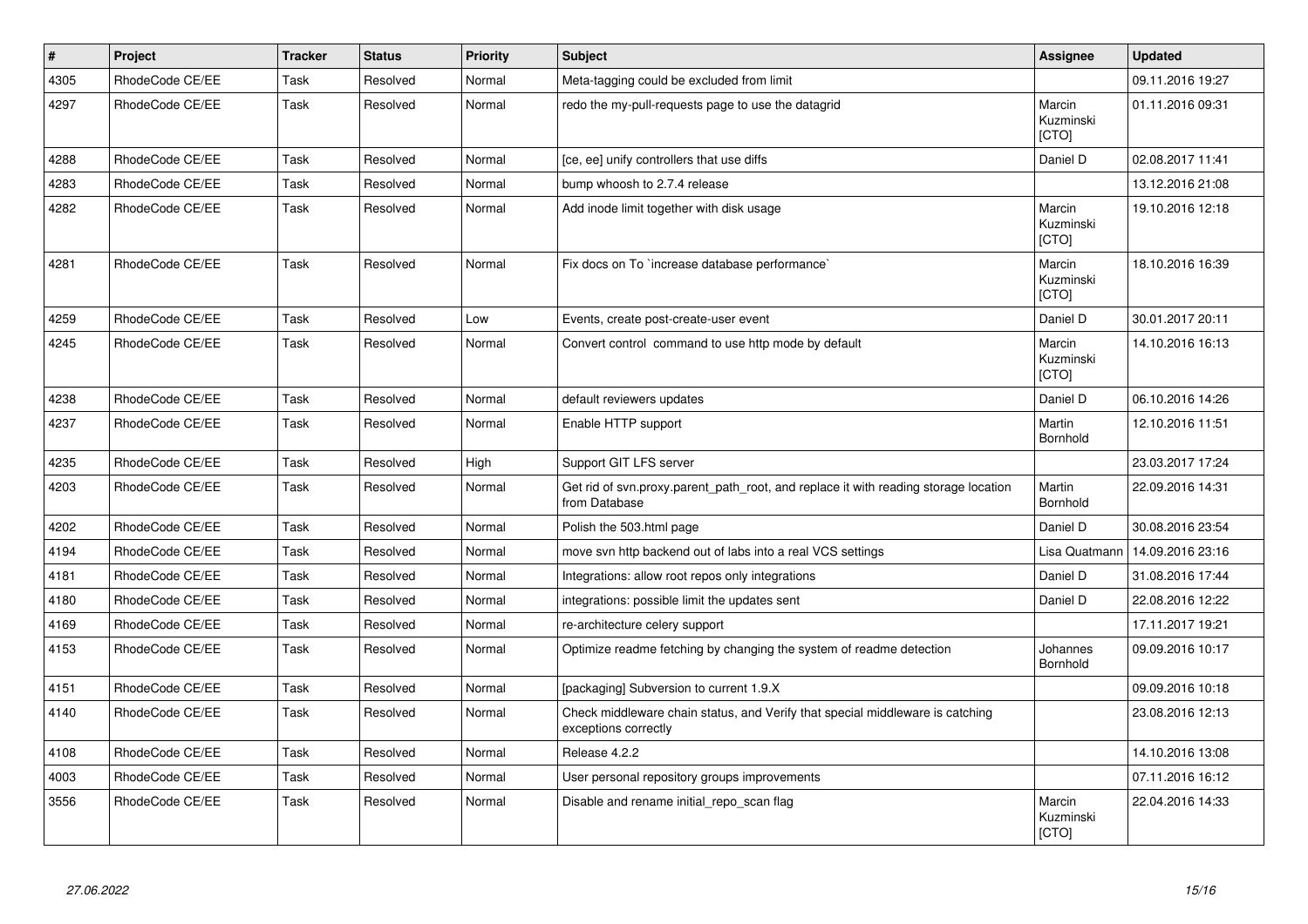| # | Project | Tracker | Status | Priority | Subject | Assignee | Updated |
| --- | --- | --- | --- | --- | --- | --- | --- |
| 4305 | RhodeCode CE/EE | Task | Resolved | Normal | Meta-tagging could be excluded from limit | | 09.11.2016 19:27 |
| 4297 | RhodeCode CE/EE | Task | Resolved | Normal | redo the my-pull-requests page to use the datagrid | Marcin Kuzminski [CTO] | 01.11.2016 09:31 |
| 4288 | RhodeCode CE/EE | Task | Resolved | Normal | [ce, ee] unify controllers that use diffs | Daniel D | 02.08.2017 11:41 |
| 4283 | RhodeCode CE/EE | Task | Resolved | Normal | bump whoosh to 2.7.4 release | | 13.12.2016 21:08 |
| 4282 | RhodeCode CE/EE | Task | Resolved | Normal | Add inode limit together with disk usage | Marcin Kuzminski [CTO] | 19.10.2016 12:18 |
| 4281 | RhodeCode CE/EE | Task | Resolved | Normal | Fix docs on To `increase database performance` | Marcin Kuzminski [CTO] | 18.10.2016 16:39 |
| 4259 | RhodeCode CE/EE | Task | Resolved | Low | Events, create post-create-user event | Daniel D | 30.01.2017 20:11 |
| 4245 | RhodeCode CE/EE | Task | Resolved | Normal | Convert control command to use http mode by default | Marcin Kuzminski [CTO] | 14.10.2016 16:13 |
| 4238 | RhodeCode CE/EE | Task | Resolved | Normal | default reviewers updates | Daniel D | 06.10.2016 14:26 |
| 4237 | RhodeCode CE/EE | Task | Resolved | Normal | Enable HTTP support | Martin Bornhold | 12.10.2016 11:51 |
| 4235 | RhodeCode CE/EE | Task | Resolved | High | Support GIT LFS server | | 23.03.2017 17:24 |
| 4203 | RhodeCode CE/EE | Task | Resolved | Normal | Get rid of svn.proxy.parent_path_root, and replace it with reading storage location from Database | Martin Bornhold | 22.09.2016 14:31 |
| 4202 | RhodeCode CE/EE | Task | Resolved | Normal | Polish the 503.html page | Daniel D | 30.08.2016 23:54 |
| 4194 | RhodeCode CE/EE | Task | Resolved | Normal | move svn http backend out of labs into a real VCS settings | Lisa Quatmann | 14.09.2016 23:16 |
| 4181 | RhodeCode CE/EE | Task | Resolved | Normal | Integrations: allow root repos only integrations | Daniel D | 31.08.2016 17:44 |
| 4180 | RhodeCode CE/EE | Task | Resolved | Normal | integrations: possible limit the updates sent | Daniel D | 22.08.2016 12:22 |
| 4169 | RhodeCode CE/EE | Task | Resolved | Normal | re-architecture celery support | | 17.11.2017 19:21 |
| 4153 | RhodeCode CE/EE | Task | Resolved | Normal | Optimize readme fetching by changing the system of readme detection | Johannes Bornhold | 09.09.2016 10:17 |
| 4151 | RhodeCode CE/EE | Task | Resolved | Normal | [packaging] Subversion to current 1.9.X | | 09.09.2016 10:18 |
| 4140 | RhodeCode CE/EE | Task | Resolved | Normal | Check middleware chain status, and Verify that special middleware is catching exceptions correctly | | 23.08.2016 12:13 |
| 4108 | RhodeCode CE/EE | Task | Resolved | Normal | Release 4.2.2 | | 14.10.2016 13:08 |
| 4003 | RhodeCode CE/EE | Task | Resolved | Normal | User personal repository groups improvements | | 07.11.2016 16:12 |
| 3556 | RhodeCode CE/EE | Task | Resolved | Normal | Disable and rename initial_repo_scan flag | Marcin Kuzminski [CTO] | 22.04.2016 14:33 |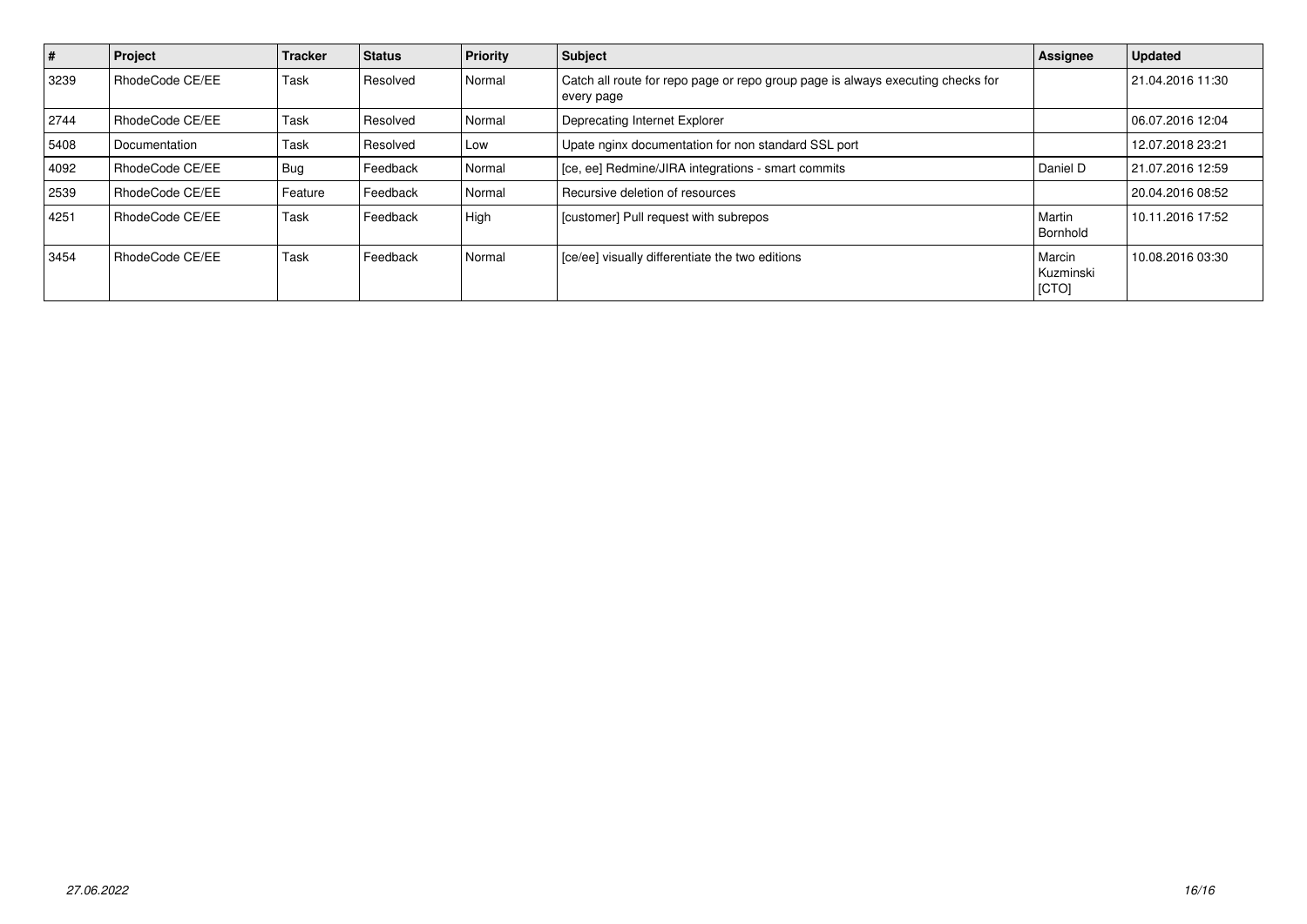| # | Project | Tracker | Status | Priority | Subject | Assignee | Updated |
|---|---|---|---|---|---|---|---|
| 3239 | RhodeCode CE/EE | Task | Resolved | Normal | Catch all route for repo page or repo group page is always executing checks for every page | | 21.04.2016 11:30 |
| 2744 | RhodeCode CE/EE | Task | Resolved | Normal | Deprecating Internet Explorer | | 06.07.2016 12:04 |
| 5408 | Documentation | Task | Resolved | Low | Upate nginx documentation for non standard SSL port | | 12.07.2018 23:21 |
| 4092 | RhodeCode CE/EE | Bug | Feedback | Normal | [ce, ee] Redmine/JIRA integrations - smart commits | Daniel D | 21.07.2016 12:59 |
| 2539 | RhodeCode CE/EE | Feature | Feedback | Normal | Recursive deletion of resources | | 20.04.2016 08:52 |
| 4251 | RhodeCode CE/EE | Task | Feedback | High | [customer] Pull request with subrepos | Martin Bornhold | 10.11.2016 17:52 |
| 3454 | RhodeCode CE/EE | Task | Feedback | Normal | [ce/ee] visually differentiate the two editions | Marcin Kuzminski [CTO] | 10.08.2016 03:30 |